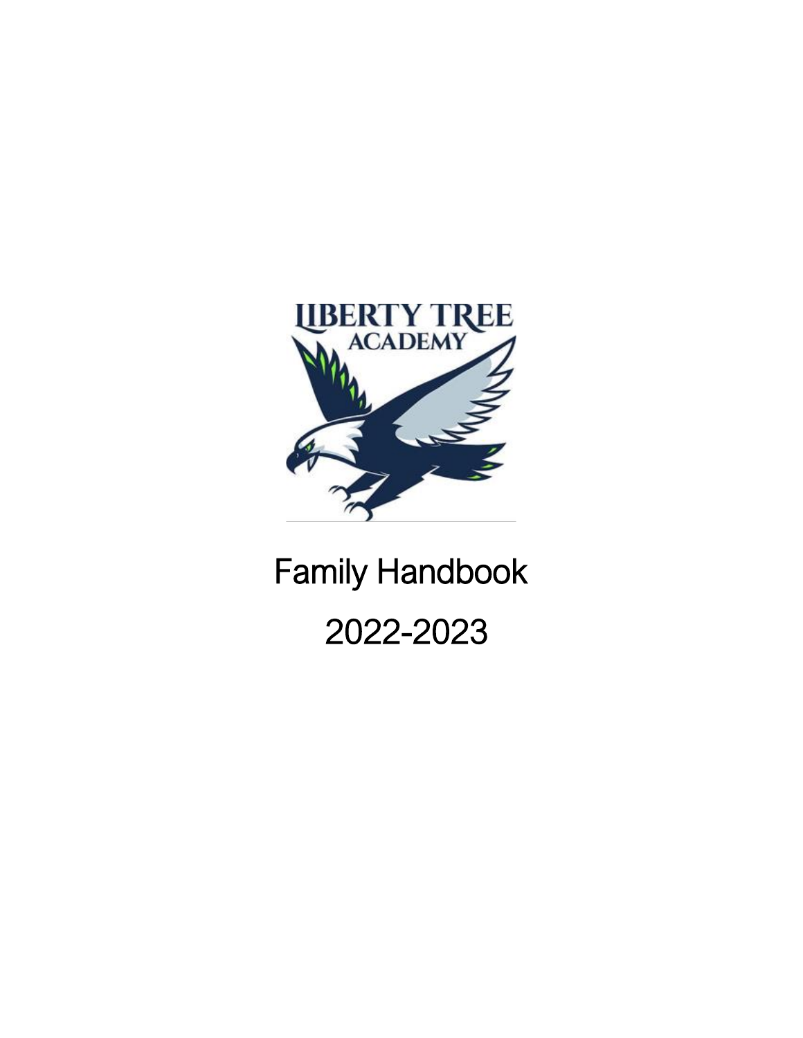LIBERTY TREE ACADEMY

# Family Handbook

# 2022-2023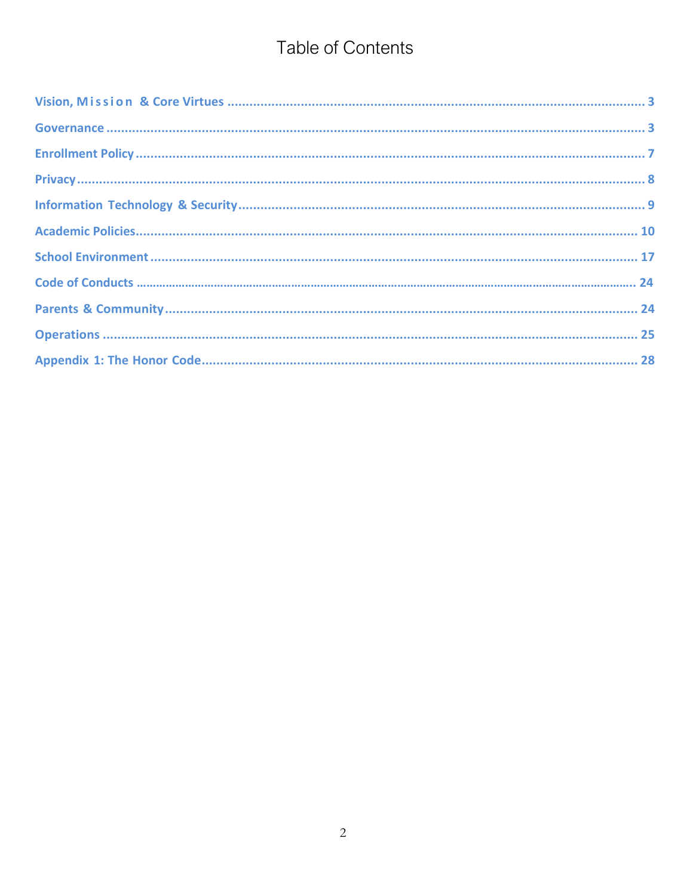# Table of Contents

- Vision, Mission & Core Virtues ..... 3
- Governance ..... 3
- Enrollment Policy ..... 7
- Privacy ..... 8
- Information Technology & Security ..... 9
- Academic Policies ..... 10
- School Environment ..... 17
- Code of Conducts ..... 24
- Parents & Community ..... 24
- Operations ..... 25
- Appendix 1: The Honor Code ..... 28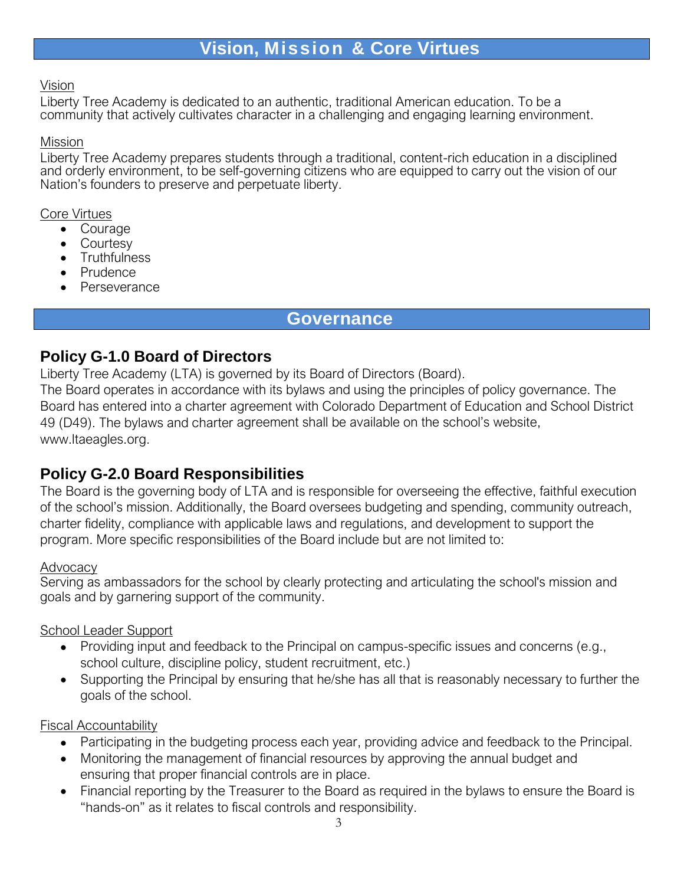# Vision, Mission & Core Virtues

Vision

Liberty Tree Academy is dedicated to an authentic, traditional American education. To be a community that actively cultivates character in a challenging and engaging learning environment.

Mission

Liberty Tree Academy prepares students through a traditional, content-rich education in a disciplined and orderly environment, to be self-governing citizens who are equipped to carry out the vision of our Nation's founders to preserve and perpetuate liberty.

Core Virtues

- Courage
- Courtesy
- Truthfulness
- Prudence
- Perseverance

# Governance

## Policy G-1.0 Board of Directors

Liberty Tree Academy (LTA) is governed by its Board of Directors (Board).
The Board operates in accordance with its bylaws and using the principles of policy governance. The Board has entered into a charter agreement with Colorado Department of Education and School District 49 (D49). The bylaws and charter agreement shall be available on the school's website, www.ltaeagles.org.

## Policy G-2.0 Board Responsibilities

The Board is the governing body of LTA and is responsible for overseeing the effective, faithful execution of the school's mission. Additionally, the Board oversees budgeting and spending, community outreach, charter fidelity, compliance with applicable laws and regulations, and development to support the program. More specific responsibilities of the Board include but are not limited to:

Advocacy

Serving as ambassadors for the school by clearly protecting and articulating the school's mission and goals and by garnering support of the community.

School Leader Support

- Providing input and feedback to the Principal on campus-specific issues and concerns (e.g., school culture, discipline policy, student recruitment, etc.)
- Supporting the Principal by ensuring that he/she has all that is reasonably necessary to further the goals of the school.

Fiscal Accountability

- Participating in the budgeting process each year, providing advice and feedback to the Principal.
- Monitoring the management of financial resources by approving the annual budget and ensuring that proper financial controls are in place.
- Financial reporting by the Treasurer to the Board as required in the bylaws to ensure the Board is "hands-on" as it relates to fiscal controls and responsibility.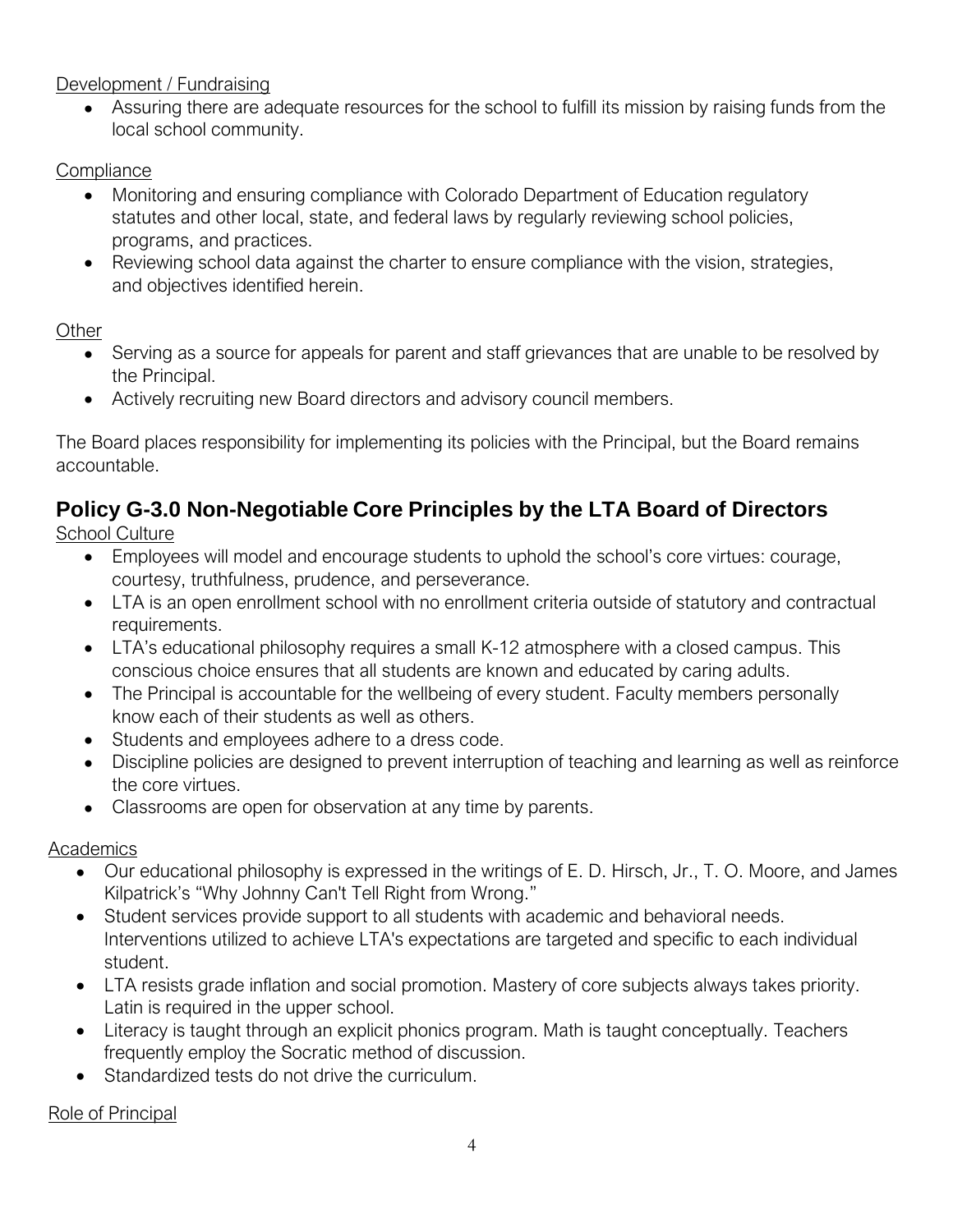Development / Fundraising

- Assuring there are adequate resources for the school to fulfill its mission by raising funds from the local school community.

Compliance

- Monitoring and ensuring compliance with Colorado Department of Education regulatory statutes and other local, state, and federal laws by regularly reviewing school policies, programs, and practices.
- Reviewing school data against the charter to ensure compliance with the vision, strategies, and objectives identified herein.

Other

- Serving as a source for appeals for parent and staff grievances that are unable to be resolved by the Principal.
- Actively recruiting new Board directors and advisory council members.

The Board places responsibility for implementing its policies with the Principal, but the Board remains accountable.

## Policy G-3.0 Non-Negotiable Core Principles by the LTA Board of Directors

School Culture

- Employees will model and encourage students to uphold the school's core virtues: courage, courtesy, truthfulness, prudence, and perseverance.
- LTA is an open enrollment school with no enrollment criteria outside of statutory and contractual requirements.
- LTA's educational philosophy requires a small K-12 atmosphere with a closed campus. This conscious choice ensures that all students are known and educated by caring adults.
- The Principal is accountable for the wellbeing of every student. Faculty members personally know each of their students as well as others.
- Students and employees adhere to a dress code.
- Discipline policies are designed to prevent interruption of teaching and learning as well as reinforce the core virtues.
- Classrooms are open for observation at any time by parents.

Academics

- Our educational philosophy is expressed in the writings of E. D. Hirsch, Jr., T. O. Moore, and James Kilpatrick's "Why Johnny Can't Tell Right from Wrong."
- Student services provide support to all students with academic and behavioral needs. Interventions utilized to achieve LTA's expectations are targeted and specific to each individual student.
- LTA resists grade inflation and social promotion. Mastery of core subjects always takes priority. Latin is required in the upper school.
- Literacy is taught through an explicit phonics program. Math is taught conceptually. Teachers frequently employ the Socratic method of discussion.
- Standardized tests do not drive the curriculum.

Role of Principal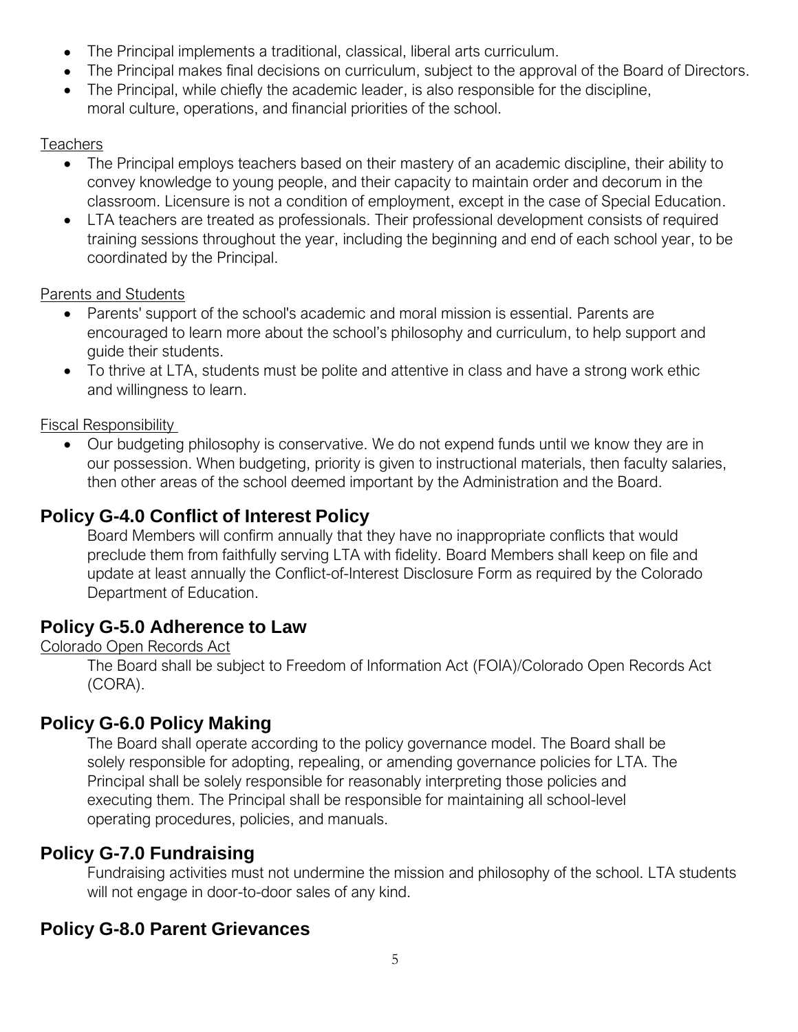- The Principal implements a traditional, classical, liberal arts curriculum.
- The Principal makes final decisions on curriculum, subject to the approval of the Board of Directors.
- The Principal, while chiefly the academic leader, is also responsible for the discipline, moral culture, operations, and financial priorities of the school.

Teachers

- The Principal employs teachers based on their mastery of an academic discipline, their ability to convey knowledge to young people, and their capacity to maintain order and decorum in the classroom. Licensure is not a condition of employment, except in the case of Special Education.
- LTA teachers are treated as professionals. Their professional development consists of required training sessions throughout the year, including the beginning and end of each school year, to be coordinated by the Principal.

Parents and Students

- Parents' support of the school's academic and moral mission is essential. Parents are encouraged to learn more about the school's philosophy and curriculum, to help support and guide their students.
- To thrive at LTA, students must be polite and attentive in class and have a strong work ethic and willingness to learn.

Fiscal Responsibility

- Our budgeting philosophy is conservative. We do not expend funds until we know they are in our possession. When budgeting, priority is given to instructional materials, then faculty salaries, then other areas of the school deemed important by the Administration and the Board.

## Policy G-4.0 Conflict of Interest Policy

Board Members will confirm annually that they have no inappropriate conflicts that would preclude them from faithfully serving LTA with fidelity. Board Members shall keep on file and update at least annually the Conflict-of-Interest Disclosure Form as required by the Colorado Department of Education.

## Policy G-5.0 Adherence to Law

Colorado Open Records Act

The Board shall be subject to Freedom of Information Act (FOIA)/Colorado Open Records Act (CORA).

## Policy G-6.0 Policy Making

The Board shall operate according to the policy governance model. The Board shall be solely responsible for adopting, repealing, or amending governance policies for LTA. The Principal shall be solely responsible for reasonably interpreting those policies and executing them. The Principal shall be responsible for maintaining all school-level operating procedures, policies, and manuals.

## Policy G-7.0 Fundraising

Fundraising activities must not undermine the mission and philosophy of the school. LTA students will not engage in door-to-door sales of any kind.

## Policy G-8.0 Parent Grievances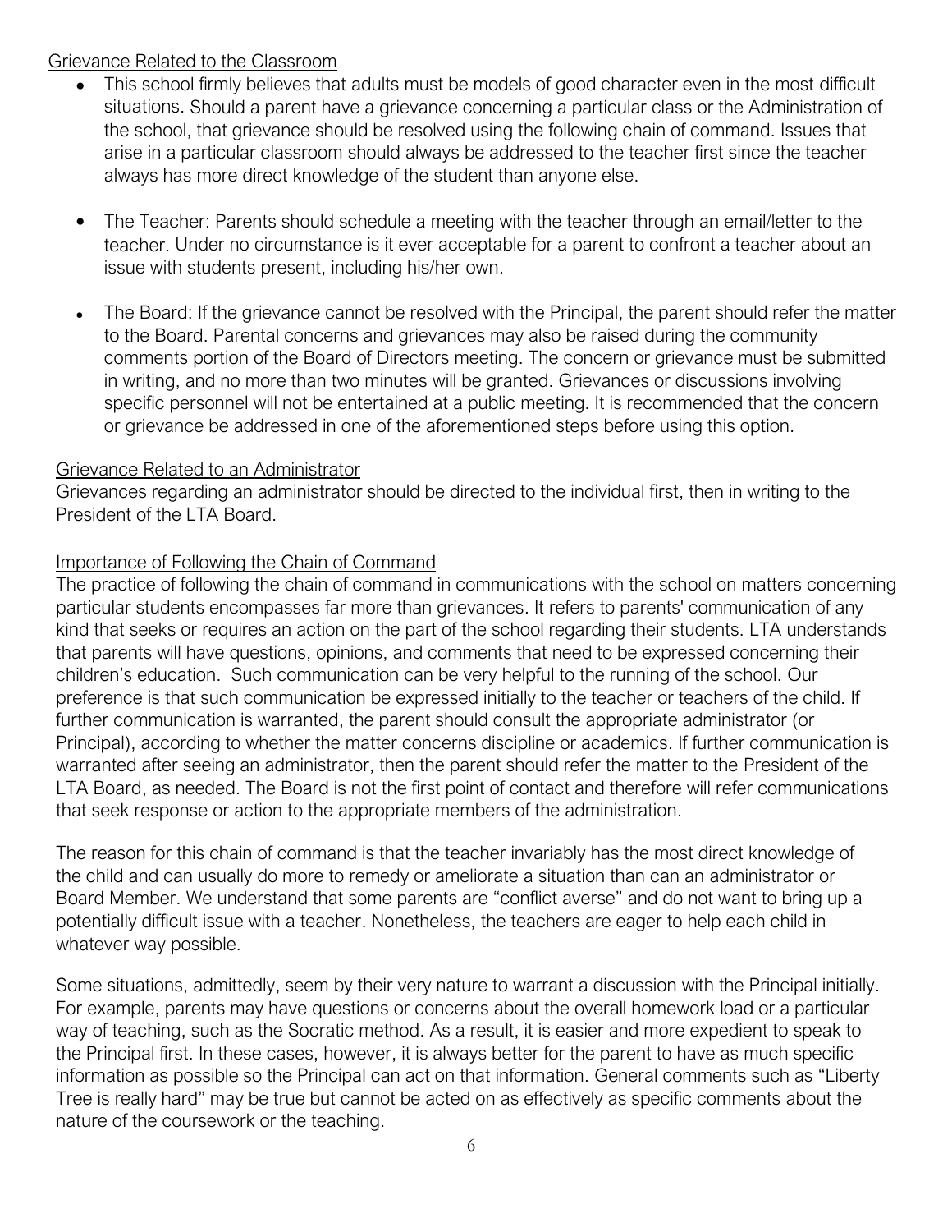Grievance Related to the Classroom

- This school firmly believes that adults must be models of good character even in the most difficult situations. Should a parent have a grievance concerning a particular class or the Administration of the school, that grievance should be resolved using the following chain of command. Issues that arise in a particular classroom should always be addressed to the teacher first since the teacher always has more direct knowledge of the student than anyone else.

- The Teacher: Parents should schedule a meeting with the teacher through an email/letter to the teacher. Under no circumstance is it ever acceptable for a parent to confront a teacher about an issue with students present, including his/her own.

- The Board: If the grievance cannot be resolved with the Principal, the parent should refer the matter to the Board. Parental concerns and grievances may also be raised during the community comments portion of the Board of Directors meeting. The concern or grievance must be submitted in writing, and no more than two minutes will be granted. Grievances or discussions involving specific personnel will not be entertained at a public meeting. It is recommended that the concern or grievance be addressed in one of the aforementioned steps before using this option.

Grievance Related to an Administrator

Grievances regarding an administrator should be directed to the individual first, then in writing to the President of the LTA Board.

Importance of Following the Chain of Command

The practice of following the chain of command in communications with the school on matters concerning particular students encompasses far more than grievances. It refers to parents' communication of any kind that seeks or requires an action on the part of the school regarding their students. LTA understands that parents will have questions, opinions, and comments that need to be expressed concerning their children's education. Such communication can be very helpful to the running of the school. Our preference is that such communication be expressed initially to the teacher or teachers of the child. If further communication is warranted, the parent should consult the appropriate administrator (or Principal), according to whether the matter concerns discipline or academics. If further communication is warranted after seeing an administrator, then the parent should refer the matter to the President of the LTA Board, as needed. The Board is not the first point of contact and therefore will refer communications that seek response or action to the appropriate members of the administration.

The reason for this chain of command is that the teacher invariably has the most direct knowledge of the child and can usually do more to remedy or ameliorate a situation than can an administrator or Board Member. We understand that some parents are "conflict averse" and do not want to bring up a potentially difficult issue with a teacher. Nonetheless, the teachers are eager to help each child in whatever way possible.

Some situations, admittedly, seem by their very nature to warrant a discussion with the Principal initially. For example, parents may have questions or concerns about the overall homework load or a particular way of teaching, such as the Socratic method. As a result, it is easier and more expedient to speak to the Principal first. In these cases, however, it is always better for the parent to have as much specific information as possible so the Principal can act on that information. General comments such as "Liberty Tree is really hard" may be true but cannot be acted on as effectively as specific comments about the nature of the coursework or the teaching.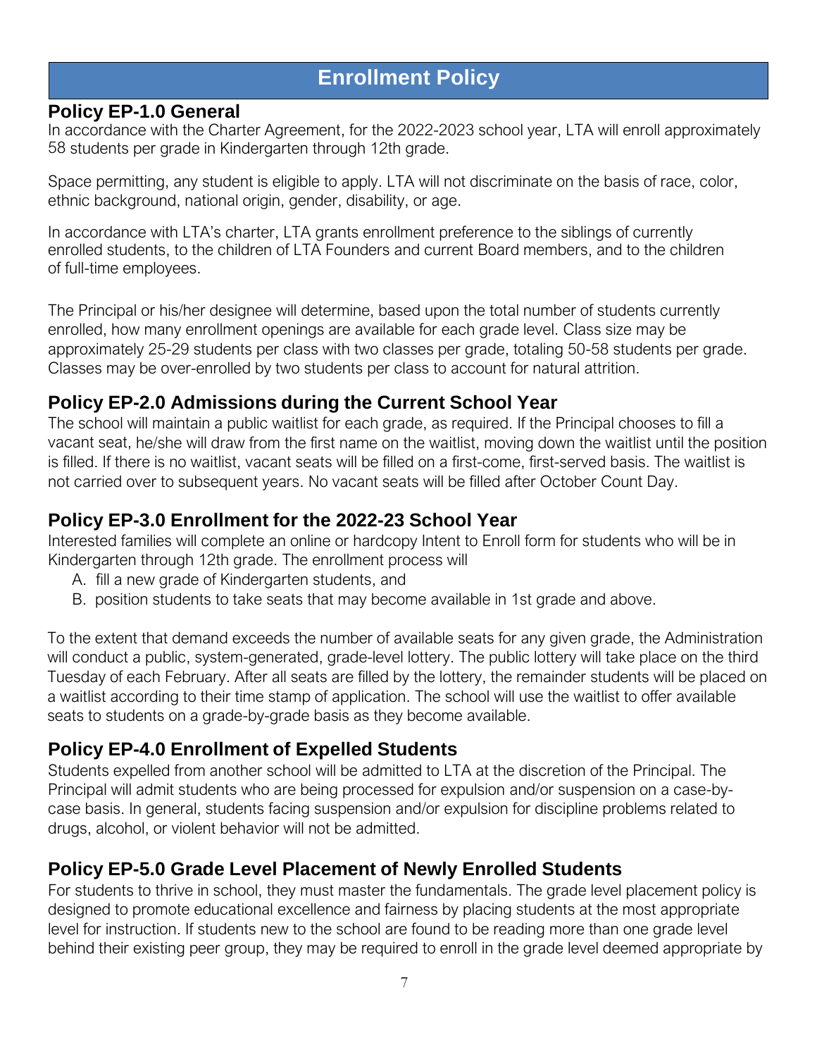# Enrollment Policy

## Policy EP-1.0 General

In accordance with the Charter Agreement, for the 2022-2023 school year, LTA will enroll approximately 58 students per grade in Kindergarten through 12th grade.

Space permitting, any student is eligible to apply. LTA will not discriminate on the basis of race, color, ethnic background, national origin, gender, disability, or age.

In accordance with LTA's charter, LTA grants enrollment preference to the siblings of currently enrolled students, to the children of LTA Founders and current Board members, and to the children of full-time employees.

The Principal or his/her designee will determine, based upon the total number of students currently enrolled, how many enrollment openings are available for each grade level. Class size may be approximately 25-29 students per class with two classes per grade, totaling 50-58 students per grade. Classes may be over-enrolled by two students per class to account for natural attrition.

## Policy EP-2.0 Admissions during the Current School Year

The school will maintain a public waitlist for each grade, as required. If the Principal chooses to fill a vacant seat, he/she will draw from the first name on the waitlist, moving down the waitlist until the position is filled. If there is no waitlist, vacant seats will be filled on a first-come, first-served basis. The waitlist is not carried over to subsequent years. No vacant seats will be filled after October Count Day.

## Policy EP-3.0 Enrollment for the 2022-23 School Year

Interested families will complete an online or hardcopy Intent to Enroll form for students who will be in Kindergarten through 12th grade. The enrollment process will

A. fill a new grade of Kindergarten students, and
B. position students to take seats that may become available in 1st grade and above.

To the extent that demand exceeds the number of available seats for any given grade, the Administration will conduct a public, system-generated, grade-level lottery. The public lottery will take place on the third Tuesday of each February. After all seats are filled by the lottery, the remainder students will be placed on a waitlist according to their time stamp of application. The school will use the waitlist to offer available seats to students on a grade-by-grade basis as they become available.

## Policy EP-4.0 Enrollment of Expelled Students

Students expelled from another school will be admitted to LTA at the discretion of the Principal. The Principal will admit students who are being processed for expulsion and/or suspension on a case-by-case basis. In general, students facing suspension and/or expulsion for discipline problems related to drugs, alcohol, or violent behavior will not be admitted.

## Policy EP-5.0 Grade Level Placement of Newly Enrolled Students

For students to thrive in school, they must master the fundamentals. The grade level placement policy is designed to promote educational excellence and fairness by placing students at the most appropriate level for instruction. If students new to the school are found to be reading more than one grade level behind their existing peer group, they may be required to enroll in the grade level deemed appropriate by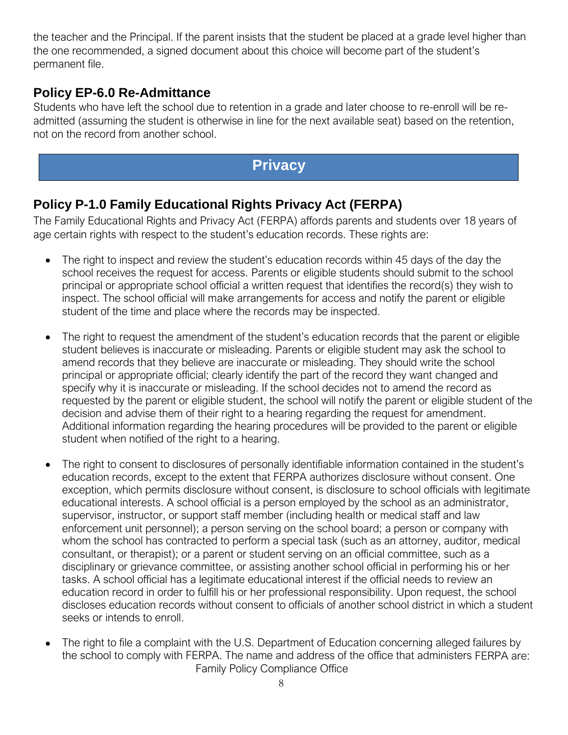the teacher and the Principal. If the parent insists that the student be placed at a grade level higher than the one recommended, a signed document about this choice will become part of the student's permanent file.

### Policy EP-6.0 Re-Admittance

Students who have left the school due to retention in a grade and later choose to re-enroll will be re-admitted (assuming the student is otherwise in line for the next available seat) based on the retention, not on the record from another school.

## Privacy

### Policy P-1.0 Family Educational Rights Privacy Act (FERPA)

The Family Educational Rights and Privacy Act (FERPA) affords parents and students over 18 years of age certain rights with respect to the student's education records. These rights are:

- The right to inspect and review the student's education records within 45 days of the day the school receives the request for access. Parents or eligible students should submit to the school principal or appropriate school official a written request that identifies the record(s) they wish to inspect. The school official will make arrangements for access and notify the parent or eligible student of the time and place where the records may be inspected.

- The right to request the amendment of the student's education records that the parent or eligible student believes is inaccurate or misleading. Parents or eligible student may ask the school to amend records that they believe are inaccurate or misleading. They should write the school principal or appropriate official; clearly identify the part of the record they want changed and specify why it is inaccurate or misleading. If the school decides not to amend the record as requested by the parent or eligible student, the school will notify the parent or eligible student of the decision and advise them of their right to a hearing regarding the request for amendment. Additional information regarding the hearing procedures will be provided to the parent or eligible student when notified of the right to a hearing.

- The right to consent to disclosures of personally identifiable information contained in the student's education records, except to the extent that FERPA authorizes disclosure without consent. One exception, which permits disclosure without consent, is disclosure to school officials with legitimate educational interests. A school official is a person employed by the school as an administrator, supervisor, instructor, or support staff member (including health or medical staff and law enforcement unit personnel); a person serving on the school board; a person or company with whom the school has contracted to perform a special task (such as an attorney, auditor, medical consultant, or therapist); or a parent or student serving on an official committee, such as a disciplinary or grievance committee, or assisting another school official in performing his or her tasks. A school official has a legitimate educational interest if the official needs to review an education record in order to fulfill his or her professional responsibility. Upon request, the school discloses education records without consent to officials of another school district in which a student seeks or intends to enroll.

- The right to file a complaint with the U.S. Department of Education concerning alleged failures by the school to comply with FERPA. The name and address of the office that administers FERPA are:
  Family Policy Compliance Office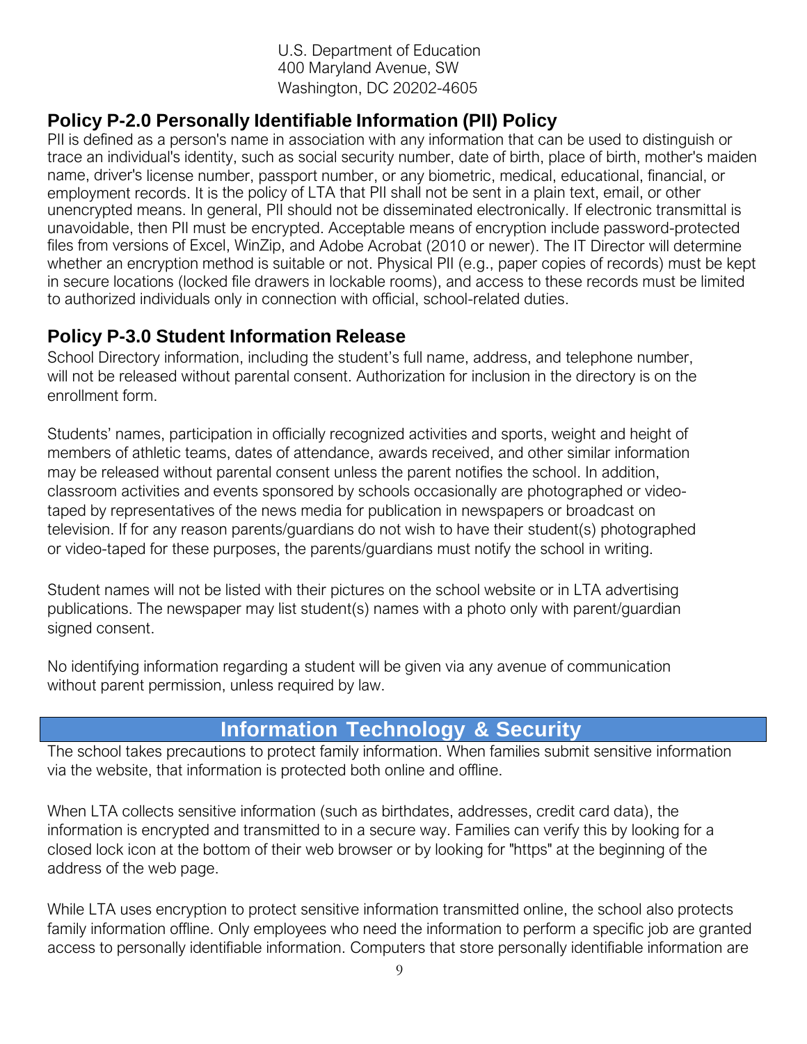U.S. Department of Education
400 Maryland Avenue, SW
Washington, DC 20202-4605

## Policy P-2.0 Personally Identifiable Information (PII) Policy

PII is defined as a person's name in association with any information that can be used to distinguish or trace an individual's identity, such as social security number, date of birth, place of birth, mother's maiden name, driver's license number, passport number, or any biometric, medical, educational, financial, or employment records. It is the policy of LTA that PII shall not be sent in a plain text, email, or other unencrypted means. In general, PII should not be disseminated electronically. If electronic transmittal is unavoidable, then PII must be encrypted. Acceptable means of encryption include password-protected files from versions of Excel, WinZip, and Adobe Acrobat (2010 or newer). The IT Director will determine whether an encryption method is suitable or not. Physical PII (e.g., paper copies of records) must be kept in secure locations (locked file drawers in lockable rooms), and access to these records must be limited to authorized individuals only in connection with official, school-related duties.

## Policy P-3.0 Student Information Release

School Directory information, including the student's full name, address, and telephone number, will not be released without parental consent. Authorization for inclusion in the directory is on the enrollment form.

Students' names, participation in officially recognized activities and sports, weight and height of members of athletic teams, dates of attendance, awards received, and other similar information may be released without parental consent unless the parent notifies the school. In addition, classroom activities and events sponsored by schools occasionally are photographed or video-taped by representatives of the news media for publication in newspapers or broadcast on television. If for any reason parents/guardians do not wish to have their student(s) photographed or video-taped for these purposes, the parents/guardians must notify the school in writing.

Student names will not be listed with their pictures on the school website or in LTA advertising publications. The newspaper may list student(s) names with a photo only with parent/guardian signed consent.

No identifying information regarding a student will be given via any avenue of communication without parent permission, unless required by law.

# Information Technology & Security

The school takes precautions to protect family information. When families submit sensitive information via the website, that information is protected both online and offline.

When LTA collects sensitive information (such as birthdates, addresses, credit card data), the information is encrypted and transmitted to in a secure way. Families can verify this by looking for a closed lock icon at the bottom of their web browser or by looking for "https" at the beginning of the address of the web page.

While LTA uses encryption to protect sensitive information transmitted online, the school also protects family information offline. Only employees who need the information to perform a specific job are granted access to personally identifiable information. Computers that store personally identifiable information are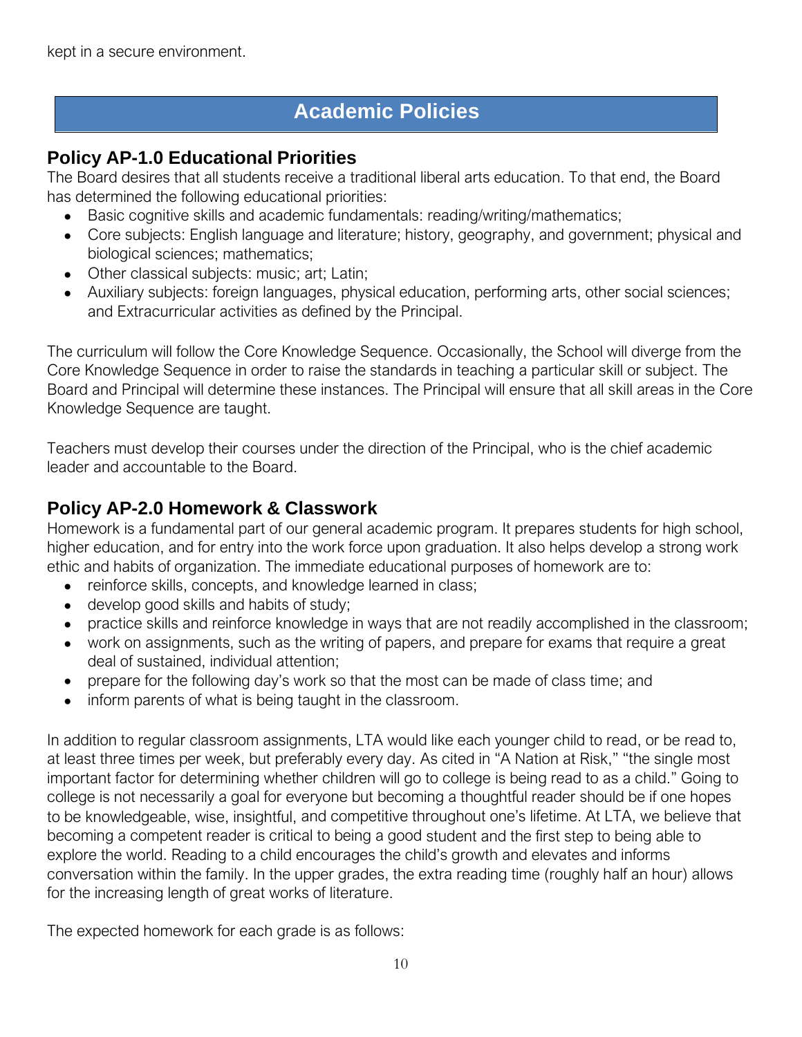kept in a secure environment.

# Academic Policies

## Policy AP-1.0 Educational Priorities

The Board desires that all students receive a traditional liberal arts education. To that end, the Board has determined the following educational priorities:

- Basic cognitive skills and academic fundamentals: reading/writing/mathematics;
- Core subjects: English language and literature; history, geography, and government; physical and biological sciences; mathematics;
- Other classical subjects: music; art; Latin;
- Auxiliary subjects: foreign languages, physical education, performing arts, other social sciences; and Extracurricular activities as defined by the Principal.

The curriculum will follow the Core Knowledge Sequence. Occasionally, the School will diverge from the Core Knowledge Sequence in order to raise the standards in teaching a particular skill or subject. The Board and Principal will determine these instances. The Principal will ensure that all skill areas in the Core Knowledge Sequence are taught.

Teachers must develop their courses under the direction of the Principal, who is the chief academic leader and accountable to the Board.

## Policy AP-2.0 Homework & Classwork

Homework is a fundamental part of our general academic program. It prepares students for high school, higher education, and for entry into the work force upon graduation. It also helps develop a strong work ethic and habits of organization. The immediate educational purposes of homework are to:

- reinforce skills, concepts, and knowledge learned in class;
- develop good skills and habits of study;
- practice skills and reinforce knowledge in ways that are not readily accomplished in the classroom;
- work on assignments, such as the writing of papers, and prepare for exams that require a great deal of sustained, individual attention;
- prepare for the following day's work so that the most can be made of class time; and
- inform parents of what is being taught in the classroom.

In addition to regular classroom assignments, LTA would like each younger child to read, or be read to, at least three times per week, but preferably every day. As cited in "A Nation at Risk," "the single most important factor for determining whether children will go to college is being read to as a child." Going to college is not necessarily a goal for everyone but becoming a thoughtful reader should be if one hopes to be knowledgeable, wise, insightful, and competitive throughout one's lifetime. At LTA, we believe that becoming a competent reader is critical to being a good student and the first step to being able to explore the world. Reading to a child encourages the child's growth and elevates and informs conversation within the family. In the upper grades, the extra reading time (roughly half an hour) allows for the increasing length of great works of literature.

The expected homework for each grade is as follows: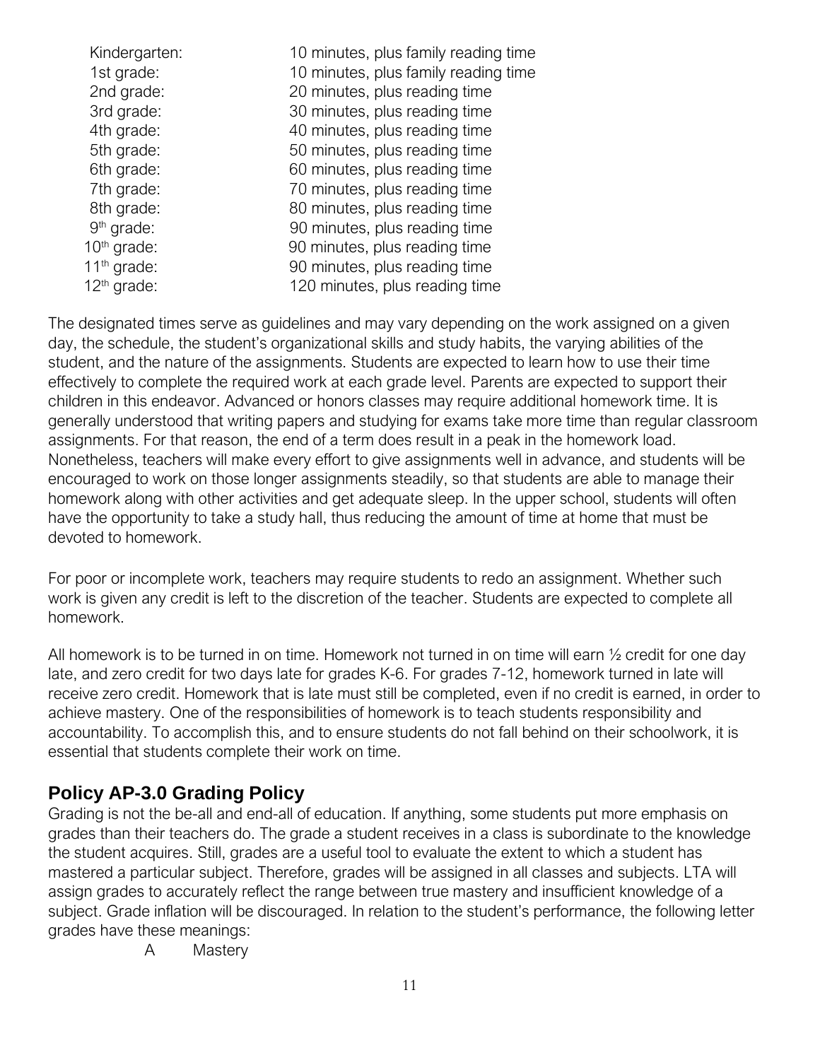| | |
|---|---|
| Kindergarten: | 10 minutes, plus family reading time |
| 1st grade: | 10 minutes, plus family reading time |
| 2nd grade: | 20 minutes, plus reading time |
| 3rd grade: | 30 minutes, plus reading time |
| 4th grade: | 40 minutes, plus reading time |
| 5th grade: | 50 minutes, plus reading time |
| 6th grade: | 60 minutes, plus reading time |
| 7th grade: | 70 minutes, plus reading time |
| 8th grade: | 80 minutes, plus reading time |
| 9th grade: | 90 minutes, plus reading time |
| 10th grade: | 90 minutes, plus reading time |
| 11th grade: | 90 minutes, plus reading time |
| 12th grade: | 120 minutes, plus reading time |

The designated times serve as guidelines and may vary depending on the work assigned on a given day, the schedule, the student's organizational skills and study habits, the varying abilities of the student, and the nature of the assignments. Students are expected to learn how to use their time effectively to complete the required work at each grade level. Parents are expected to support their children in this endeavor. Advanced or honors classes may require additional homework time. It is generally understood that writing papers and studying for exams take more time than regular classroom assignments. For that reason, the end of a term does result in a peak in the homework load. Nonetheless, teachers will make every effort to give assignments well in advance, and students will be encouraged to work on those longer assignments steadily, so that students are able to manage their homework along with other activities and get adequate sleep. In the upper school, students will often have the opportunity to take a study hall, thus reducing the amount of time at home that must be devoted to homework.

For poor or incomplete work, teachers may require students to redo an assignment. Whether such work is given any credit is left to the discretion of the teacher. Students are expected to complete all homework.

All homework is to be turned in on time. Homework not turned in on time will earn ½ credit for one day late, and zero credit for two days late for grades K-6. For grades 7-12, homework turned in late will receive zero credit. Homework that is late must still be completed, even if no credit is earned, in order to achieve mastery. One of the responsibilities of homework is to teach students responsibility and accountability. To accomplish this, and to ensure students do not fall behind on their schoolwork, it is essential that students complete their work on time.

## Policy AP-3.0 Grading Policy

Grading is not the be-all and end-all of education. If anything, some students put more emphasis on grades than their teachers do. The grade a student receives in a class is subordinate to the knowledge the student acquires. Still, grades are a useful tool to evaluate the extent to which a student has mastered a particular subject. Therefore, grades will be assigned in all classes and subjects. LTA will assign grades to accurately reflect the range between true mastery and insufficient knowledge of a subject. Grade inflation will be discouraged. In relation to the student's performance, the following letter grades have these meanings:

A Mastery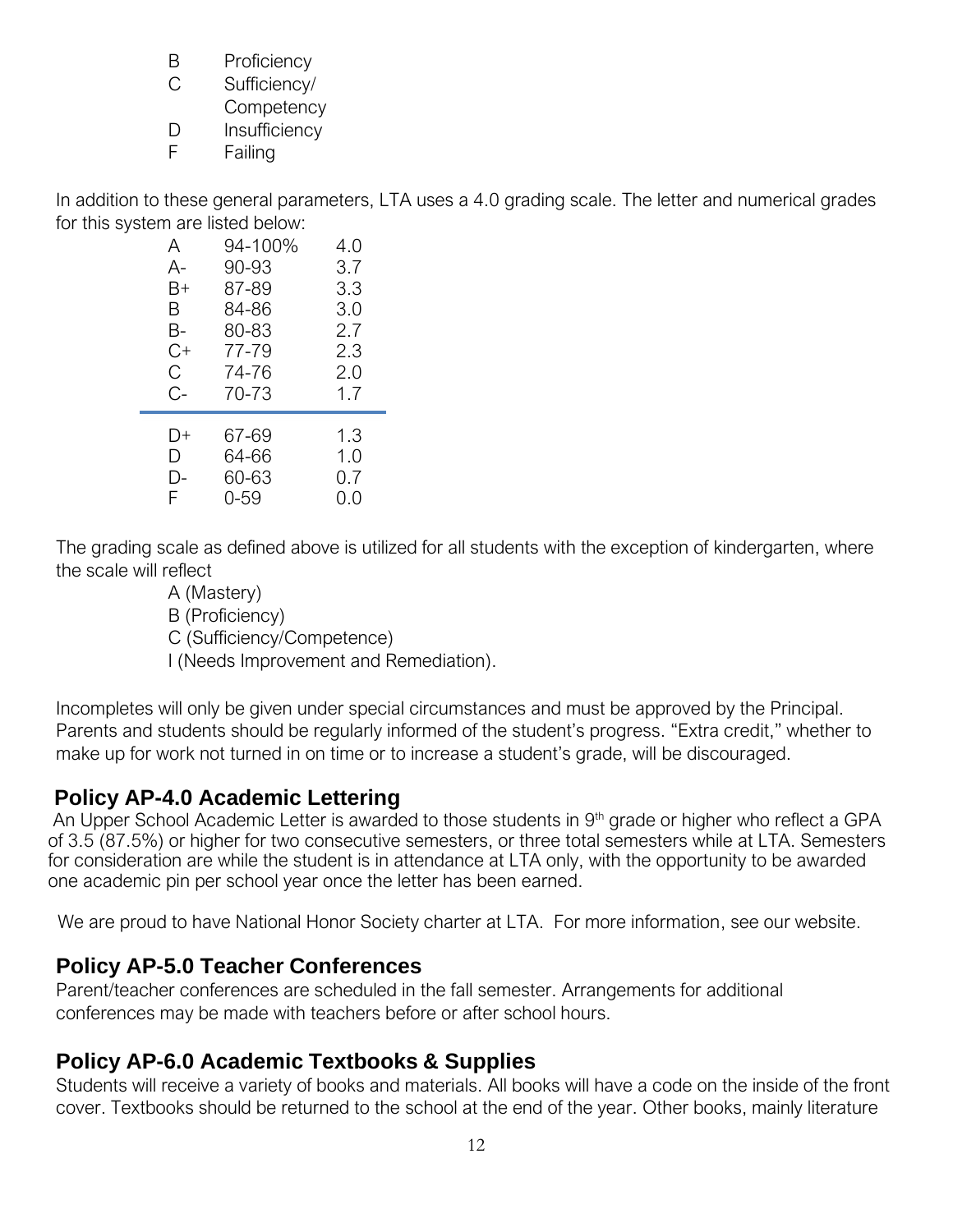| | |
|---|---|
| B | Proficiency |
| C | Sufficiency/ Competency |
| D | Insufficiency |
| F | Failing |

In addition to these general parameters, LTA uses a 4.0 grading scale. The letter and numerical grades for this system are listed below:

| Grade | Percentage | GPA |
|---|---|---|
| A | 94-100% | 4.0 |
| A- | 90-93 | 3.7 |
| B+ | 87-89 | 3.3 |
| B | 84-86 | 3.0 |
| B- | 80-83 | 2.7 |
| C+ | 77-79 | 2.3 |
| C | 74-76 | 2.0 |
| C- | 70-73 | 1.7 |
| D+ | 67-69 | 1.3 |
| D | 64-66 | 1.0 |
| D- | 60-63 | 0.7 |
| F | 0-59 | 0.0 |

The grading scale as defined above is utilized for all students with the exception of kindergarten, where the scale will reflect

A (Mastery)
B (Proficiency)
C (Sufficiency/Competence)
I (Needs Improvement and Remediation).

Incompletes will only be given under special circumstances and must be approved by the Principal. Parents and students should be regularly informed of the student's progress. "Extra credit," whether to make up for work not turned in on time or to increase a student's grade, will be discouraged.

## Policy AP-4.0 Academic Lettering

An Upper School Academic Letter is awarded to those students in 9th grade or higher who reflect a GPA of 3.5 (87.5%) or higher for two consecutive semesters, or three total semesters while at LTA. Semesters for consideration are while the student is in attendance at LTA only, with the opportunity to be awarded one academic pin per school year once the letter has been earned.

We are proud to have National Honor Society charter at LTA. For more information, see our website.

## Policy AP-5.0 Teacher Conferences

Parent/teacher conferences are scheduled in the fall semester. Arrangements for additional conferences may be made with teachers before or after school hours.

## Policy AP-6.0 Academic Textbooks & Supplies

Students will receive a variety of books and materials. All books will have a code on the inside of the front cover. Textbooks should be returned to the school at the end of the year. Other books, mainly literature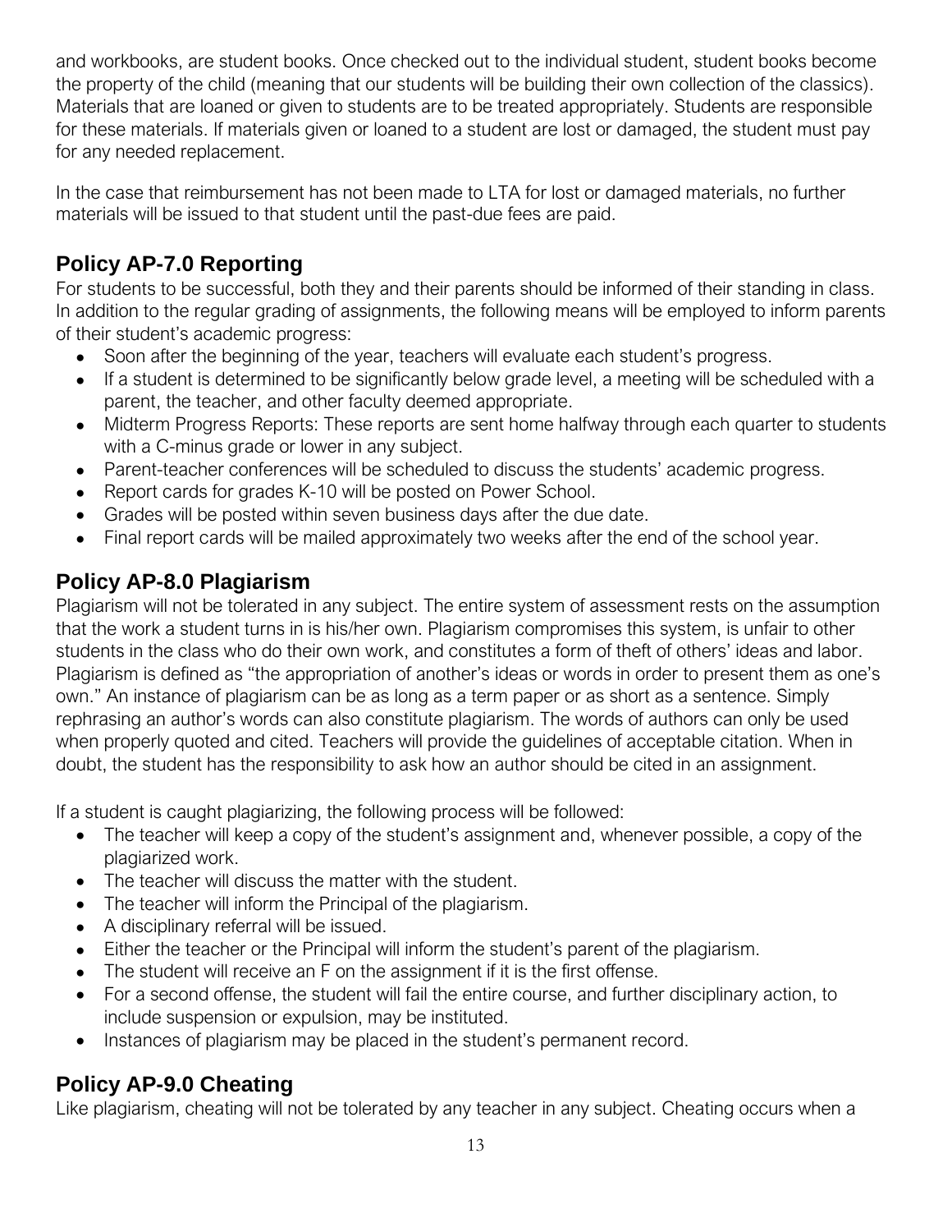and workbooks, are student books. Once checked out to the individual student, student books become the property of the child (meaning that our students will be building their own collection of the classics). Materials that are loaned or given to students are to be treated appropriately. Students are responsible for these materials. If materials given or loaned to a student are lost or damaged, the student must pay for any needed replacement.

In the case that reimbursement has not been made to LTA for lost or damaged materials, no further materials will be issued to that student until the past-due fees are paid.

## Policy AP-7.0 Reporting

For students to be successful, both they and their parents should be informed of their standing in class. In addition to the regular grading of assignments, the following means will be employed to inform parents of their student's academic progress:

- Soon after the beginning of the year, teachers will evaluate each student's progress.
- If a student is determined to be significantly below grade level, a meeting will be scheduled with a parent, the teacher, and other faculty deemed appropriate.
- Midterm Progress Reports: These reports are sent home halfway through each quarter to students with a C-minus grade or lower in any subject.
- Parent-teacher conferences will be scheduled to discuss the students' academic progress.
- Report cards for grades K-10 will be posted on Power School.
- Grades will be posted within seven business days after the due date.
- Final report cards will be mailed approximately two weeks after the end of the school year.

## Policy AP-8.0 Plagiarism

Plagiarism will not be tolerated in any subject. The entire system of assessment rests on the assumption that the work a student turns in is his/her own. Plagiarism compromises this system, is unfair to other students in the class who do their own work, and constitutes a form of theft of others' ideas and labor. Plagiarism is defined as "the appropriation of another's ideas or words in order to present them as one's own." An instance of plagiarism can be as long as a term paper or as short as a sentence. Simply rephrasing an author's words can also constitute plagiarism. The words of authors can only be used when properly quoted and cited. Teachers will provide the guidelines of acceptable citation. When in doubt, the student has the responsibility to ask how an author should be cited in an assignment.

If a student is caught plagiarizing, the following process will be followed:

- The teacher will keep a copy of the student's assignment and, whenever possible, a copy of the plagiarized work.
- The teacher will discuss the matter with the student.
- The teacher will inform the Principal of the plagiarism.
- A disciplinary referral will be issued.
- Either the teacher or the Principal will inform the student's parent of the plagiarism.
- The student will receive an F on the assignment if it is the first offense.
- For a second offense, the student will fail the entire course, and further disciplinary action, to include suspension or expulsion, may be instituted.
- Instances of plagiarism may be placed in the student's permanent record.

## Policy AP-9.0 Cheating

Like plagiarism, cheating will not be tolerated by any teacher in any subject. Cheating occurs when a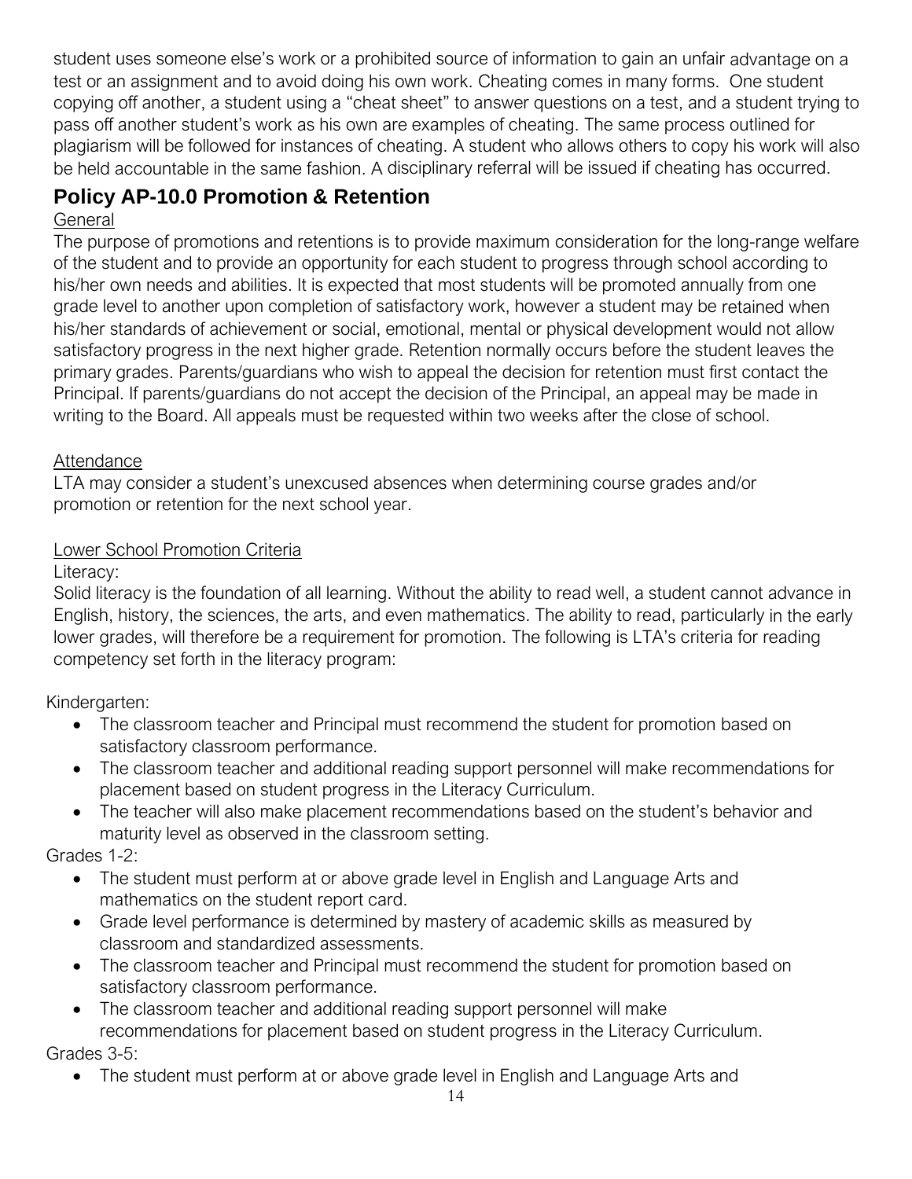student uses someone else's work or a prohibited source of information to gain an unfair advantage on a test or an assignment and to avoid doing his own work. Cheating comes in many forms. One student copying off another, a student using a "cheat sheet" to answer questions on a test, and a student trying to pass off another student's work as his own are examples of cheating. The same process outlined for plagiarism will be followed for instances of cheating. A student who allows others to copy his work will also be held accountable in the same fashion. A disciplinary referral will be issued if cheating has occurred.

## Policy AP-10.0 Promotion & Retention

General

The purpose of promotions and retentions is to provide maximum consideration for the long-range welfare of the student and to provide an opportunity for each student to progress through school according to his/her own needs and abilities. It is expected that most students will be promoted annually from one grade level to another upon completion of satisfactory work, however a student may be retained when his/her standards of achievement or social, emotional, mental or physical development would not allow satisfactory progress in the next higher grade. Retention normally occurs before the student leaves the primary grades. Parents/guardians who wish to appeal the decision for retention must first contact the Principal. If parents/guardians do not accept the decision of the Principal, an appeal may be made in writing to the Board. All appeals must be requested within two weeks after the close of school.

Attendance

LTA may consider a student's unexcused absences when determining course grades and/or promotion or retention for the next school year.

Lower School Promotion Criteria

Literacy:

Solid literacy is the foundation of all learning. Without the ability to read well, a student cannot advance in English, history, the sciences, the arts, and even mathematics. The ability to read, particularly in the early lower grades, will therefore be a requirement for promotion. The following is LTA's criteria for reading competency set forth in the literacy program:

Kindergarten:

- The classroom teacher and Principal must recommend the student for promotion based on satisfactory classroom performance.
- The classroom teacher and additional reading support personnel will make recommendations for placement based on student progress in the Literacy Curriculum.
- The teacher will also make placement recommendations based on the student's behavior and maturity level as observed in the classroom setting.

Grades 1-2:

- The student must perform at or above grade level in English and Language Arts and mathematics on the student report card.
- Grade level performance is determined by mastery of academic skills as measured by classroom and standardized assessments.
- The classroom teacher and Principal must recommend the student for promotion based on satisfactory classroom performance.
- The classroom teacher and additional reading support personnel will make recommendations for placement based on student progress in the Literacy Curriculum.

Grades 3-5:

- The student must perform at or above grade level in English and Language Arts and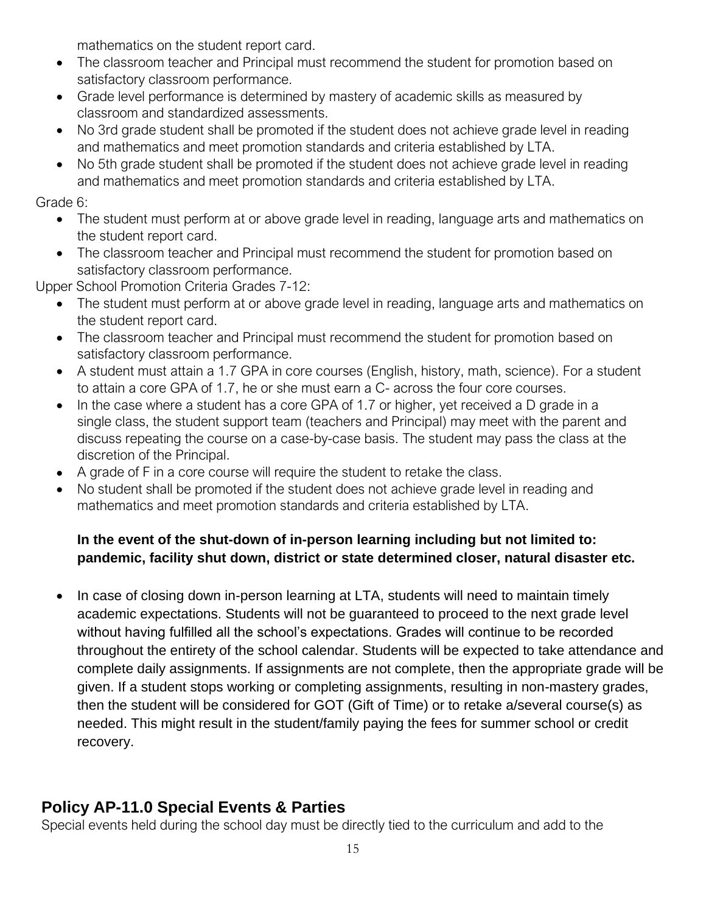mathematics on the student report card.

- The classroom teacher and Principal must recommend the student for promotion based on satisfactory classroom performance.
- Grade level performance is determined by mastery of academic skills as measured by classroom and standardized assessments.
- No 3rd grade student shall be promoted if the student does not achieve grade level in reading and mathematics and meet promotion standards and criteria established by LTA.
- No 5th grade student shall be promoted if the student does not achieve grade level in reading and mathematics and meet promotion standards and criteria established by LTA.

Grade 6:

- The student must perform at or above grade level in reading, language arts and mathematics on the student report card.
- The classroom teacher and Principal must recommend the student for promotion based on satisfactory classroom performance.

Upper School Promotion Criteria Grades 7-12:

- The student must perform at or above grade level in reading, language arts and mathematics on the student report card.
- The classroom teacher and Principal must recommend the student for promotion based on satisfactory classroom performance.
- A student must attain a 1.7 GPA in core courses (English, history, math, science). For a student to attain a core GPA of 1.7, he or she must earn a C- across the four core courses.
- In the case where a student has a core GPA of 1.7 or higher, yet received a D grade in a single class, the student support team (teachers and Principal) may meet with the parent and discuss repeating the course on a case-by-case basis. The student may pass the class at the discretion of the Principal.
- A grade of F in a core course will require the student to retake the class.
- No student shall be promoted if the student does not achieve grade level in reading and mathematics and meet promotion standards and criteria established by LTA.

**In the event of the shut-down of in-person learning including but not limited to: pandemic, facility shut down, district or state determined closer, natural disaster etc.**

- In case of closing down in-person learning at LTA, students will need to maintain timely academic expectations. Students will not be guaranteed to proceed to the next grade level without having fulfilled all the school's expectations. Grades will continue to be recorded throughout the entirety of the school calendar. Students will be expected to take attendance and complete daily assignments. If assignments are not complete, then the appropriate grade will be given. If a student stops working or completing assignments, resulting in non-mastery grades, then the student will be considered for GOT (Gift of Time) or to retake a/several course(s) as needed. This might result in the student/family paying the fees for summer school or credit recovery.

## Policy AP-11.0 Special Events & Parties

Special events held during the school day must be directly tied to the curriculum and add to the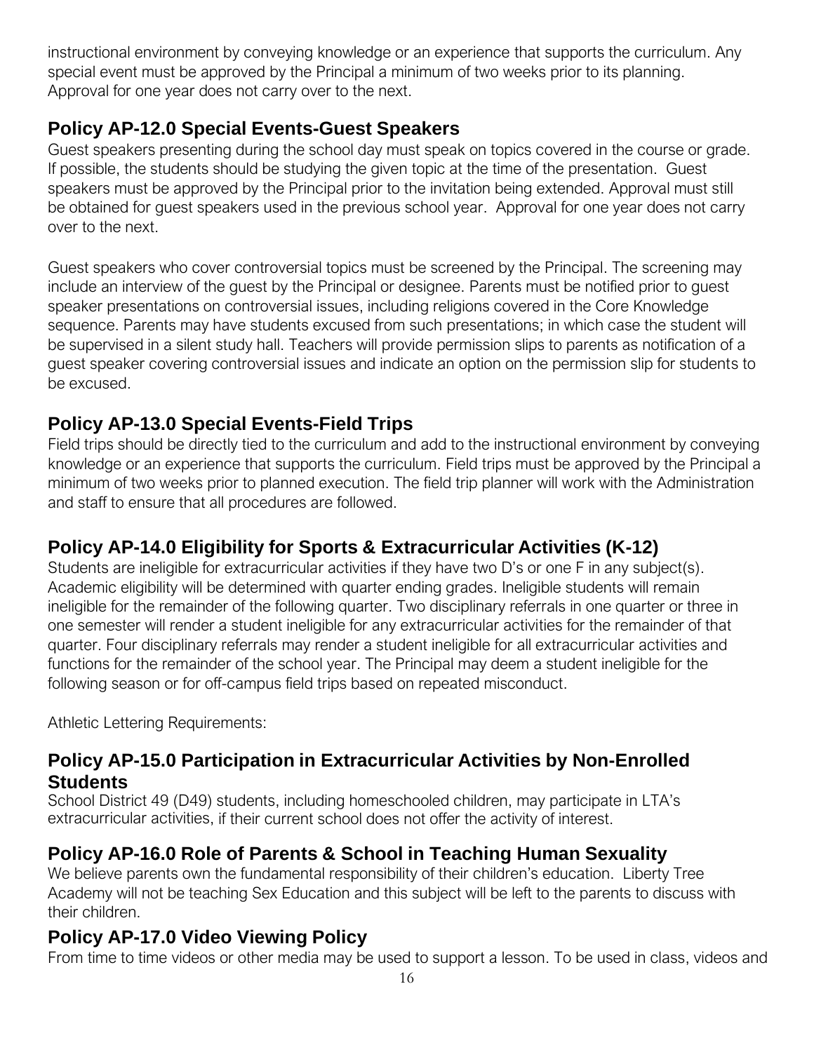instructional environment by conveying knowledge or an experience that supports the curriculum. Any special event must be approved by the Principal a minimum of two weeks prior to its planning. Approval for one year does not carry over to the next.

## Policy AP-12.0 Special Events-Guest Speakers

Guest speakers presenting during the school day must speak on topics covered in the course or grade. If possible, the students should be studying the given topic at the time of the presentation. Guest speakers must be approved by the Principal prior to the invitation being extended. Approval must still be obtained for guest speakers used in the previous school year. Approval for one year does not carry over to the next.

Guest speakers who cover controversial topics must be screened by the Principal. The screening may include an interview of the guest by the Principal or designee. Parents must be notified prior to guest speaker presentations on controversial issues, including religions covered in the Core Knowledge sequence. Parents may have students excused from such presentations; in which case the student will be supervised in a silent study hall. Teachers will provide permission slips to parents as notification of a guest speaker covering controversial issues and indicate an option on the permission slip for students to be excused.

## Policy AP-13.0 Special Events-Field Trips

Field trips should be directly tied to the curriculum and add to the instructional environment by conveying knowledge or an experience that supports the curriculum. Field trips must be approved by the Principal a minimum of two weeks prior to planned execution. The field trip planner will work with the Administration and staff to ensure that all procedures are followed.

## Policy AP-14.0 Eligibility for Sports & Extracurricular Activities (K-12)

Students are ineligible for extracurricular activities if they have two D's or one F in any subject(s). Academic eligibility will be determined with quarter ending grades. Ineligible students will remain ineligible for the remainder of the following quarter. Two disciplinary referrals in one quarter or three in one semester will render a student ineligible for any extracurricular activities for the remainder of that quarter. Four disciplinary referrals may render a student ineligible for all extracurricular activities and functions for the remainder of the school year. The Principal may deem a student ineligible for the following season or for off-campus field trips based on repeated misconduct.

Athletic Lettering Requirements:

## Policy AP-15.0 Participation in Extracurricular Activities by Non-Enrolled Students

School District 49 (D49) students, including homeschooled children, may participate in LTA's extracurricular activities, if their current school does not offer the activity of interest.

## Policy AP-16.0 Role of Parents & School in Teaching Human Sexuality

We believe parents own the fundamental responsibility of their children's education. Liberty Tree Academy will not be teaching Sex Education and this subject will be left to the parents to discuss with their children.

## Policy AP-17.0 Video Viewing Policy

From time to time videos or other media may be used to support a lesson. To be used in class, videos and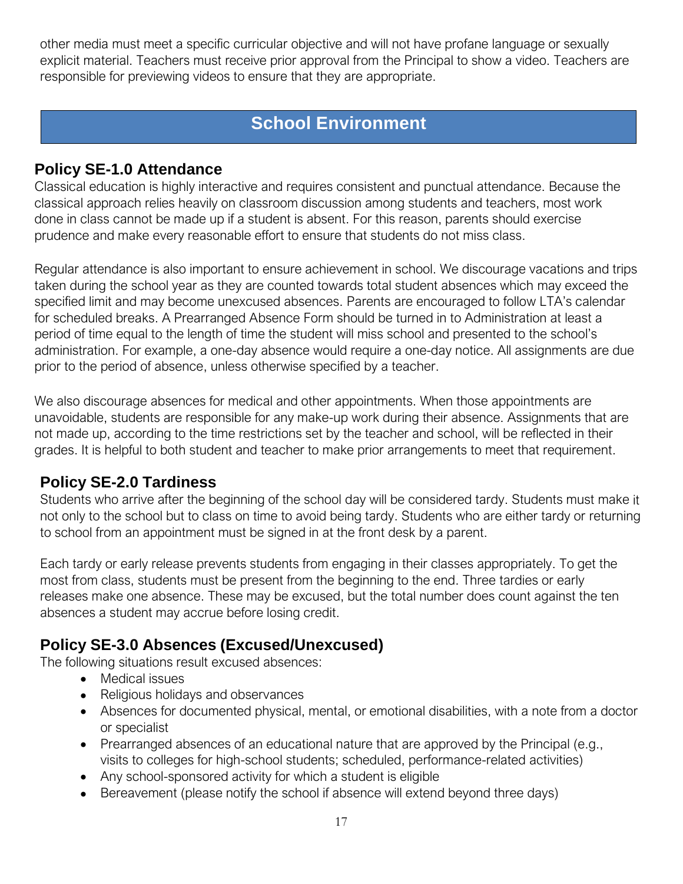other media must meet a specific curricular objective and will not have profane language or sexually explicit material. Teachers must receive prior approval from the Principal to show a video. Teachers are responsible for previewing videos to ensure that they are appropriate.

## School Environment

### Policy SE-1.0 Attendance

Classical education is highly interactive and requires consistent and punctual attendance. Because the classical approach relies heavily on classroom discussion among students and teachers, most work done in class cannot be made up if a student is absent. For this reason, parents should exercise prudence and make every reasonable effort to ensure that students do not miss class.

Regular attendance is also important to ensure achievement in school. We discourage vacations and trips taken during the school year as they are counted towards total student absences which may exceed the specified limit and may become unexcused absences. Parents are encouraged to follow LTA's calendar for scheduled breaks. A Prearranged Absence Form should be turned in to Administration at least a period of time equal to the length of time the student will miss school and presented to the school's administration. For example, a one-day absence would require a one-day notice. All assignments are due prior to the period of absence, unless otherwise specified by a teacher.

We also discourage absences for medical and other appointments. When those appointments are unavoidable, students are responsible for any make-up work during their absence. Assignments that are not made up, according to the time restrictions set by the teacher and school, will be reflected in their grades. It is helpful to both student and teacher to make prior arrangements to meet that requirement.

### Policy SE-2.0 Tardiness

Students who arrive after the beginning of the school day will be considered tardy. Students must make it not only to the school but to class on time to avoid being tardy. Students who are either tardy or returning to school from an appointment must be signed in at the front desk by a parent.

Each tardy or early release prevents students from engaging in their classes appropriately. To get the most from class, students must be present from the beginning to the end. Three tardies or early releases make one absence. These may be excused, but the total number does count against the ten absences a student may accrue before losing credit.

### Policy SE-3.0 Absences (Excused/Unexcused)

The following situations result excused absences:

- Medical issues
- Religious holidays and observances
- Absences for documented physical, mental, or emotional disabilities, with a note from a doctor or specialist
- Prearranged absences of an educational nature that are approved by the Principal (e.g., visits to colleges for high-school students; scheduled, performance-related activities)
- Any school-sponsored activity for which a student is eligible
- Bereavement (please notify the school if absence will extend beyond three days)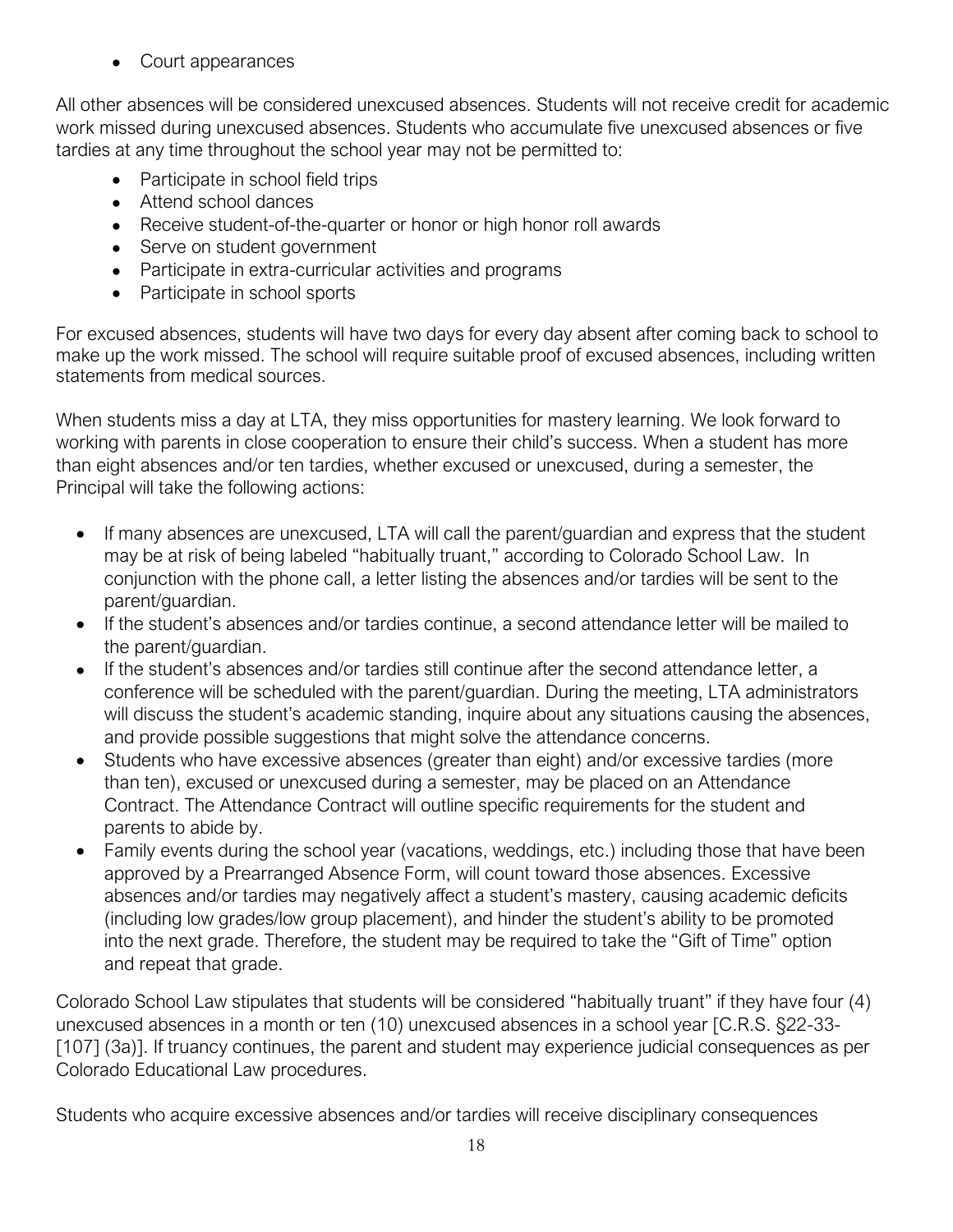- Court appearances

All other absences will be considered unexcused absences. Students will not receive credit for academic work missed during unexcused absences. Students who accumulate five unexcused absences or five tardies at any time throughout the school year may not be permitted to:

- Participate in school field trips
- Attend school dances
- Receive student-of-the-quarter or honor or high honor roll awards
- Serve on student government
- Participate in extra-curricular activities and programs
- Participate in school sports

For excused absences, students will have two days for every day absent after coming back to school to make up the work missed. The school will require suitable proof of excused absences, including written statements from medical sources.

When students miss a day at LTA, they miss opportunities for mastery learning. We look forward to working with parents in close cooperation to ensure their child's success. When a student has more than eight absences and/or ten tardies, whether excused or unexcused, during a semester, the Principal will take the following actions:

- If many absences are unexcused, LTA will call the parent/guardian and express that the student may be at risk of being labeled "habitually truant," according to Colorado School Law. In conjunction with the phone call, a letter listing the absences and/or tardies will be sent to the parent/guardian.
- If the student's absences and/or tardies continue, a second attendance letter will be mailed to the parent/guardian.
- If the student's absences and/or tardies still continue after the second attendance letter, a conference will be scheduled with the parent/guardian. During the meeting, LTA administrators will discuss the student's academic standing, inquire about any situations causing the absences, and provide possible suggestions that might solve the attendance concerns.
- Students who have excessive absences (greater than eight) and/or excessive tardies (more than ten), excused or unexcused during a semester, may be placed on an Attendance Contract. The Attendance Contract will outline specific requirements for the student and parents to abide by.
- Family events during the school year (vacations, weddings, etc.) including those that have been approved by a Prearranged Absence Form, will count toward those absences. Excessive absences and/or tardies may negatively affect a student's mastery, causing academic deficits (including low grades/low group placement), and hinder the student's ability to be promoted into the next grade. Therefore, the student may be required to take the "Gift of Time" option and repeat that grade.

Colorado School Law stipulates that students will be considered "habitually truant" if they have four (4) unexcused absences in a month or ten (10) unexcused absences in a school year [C.R.S. §22-33-[107] (3a)]. If truancy continues, the parent and student may experience judicial consequences as per Colorado Educational Law procedures.

Students who acquire excessive absences and/or tardies will receive disciplinary consequences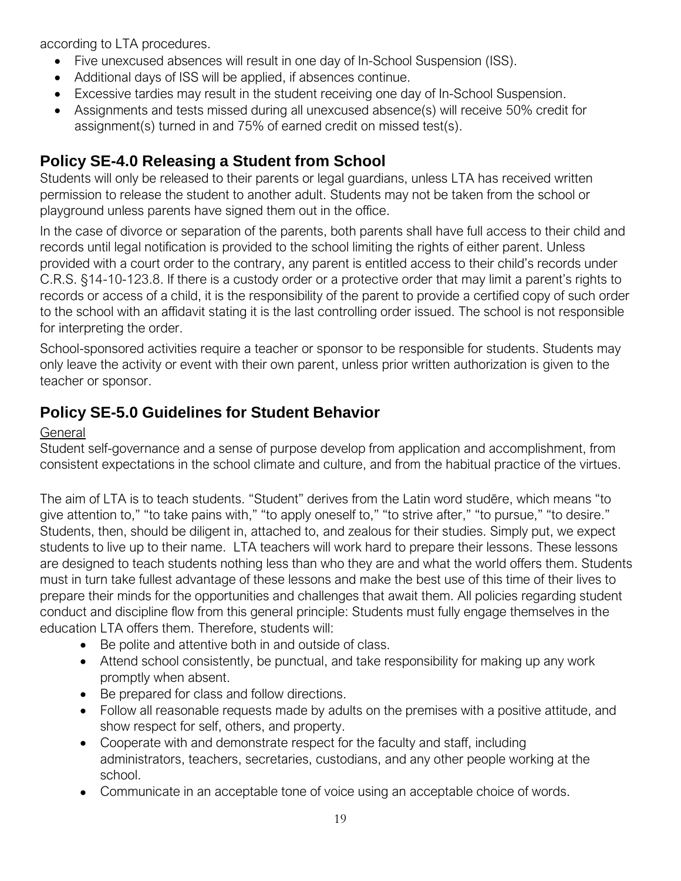according to LTA procedures.

- Five unexcused absences will result in one day of In-School Suspension (ISS).
- Additional days of ISS will be applied, if absences continue.
- Excessive tardies may result in the student receiving one day of In-School Suspension.
- Assignments and tests missed during all unexcused absence(s) will receive 50% credit for assignment(s) turned in and 75% of earned credit on missed test(s).

## Policy SE-4.0 Releasing a Student from School

Students will only be released to their parents or legal guardians, unless LTA has received written permission to release the student to another adult. Students may not be taken from the school or playground unless parents have signed them out in the office.

In the case of divorce or separation of the parents, both parents shall have full access to their child and records until legal notification is provided to the school limiting the rights of either parent. Unless provided with a court order to the contrary, any parent is entitled access to their child's records under C.R.S. §14-10-123.8. If there is a custody order or a protective order that may limit a parent's rights to records or access of a child, it is the responsibility of the parent to provide a certified copy of such order to the school with an affidavit stating it is the last controlling order issued. The school is not responsible for interpreting the order.

School-sponsored activities require a teacher or sponsor to be responsible for students. Students may only leave the activity or event with their own parent, unless prior written authorization is given to the teacher or sponsor.

## Policy SE-5.0 Guidelines for Student Behavior

General

Student self-governance and a sense of purpose develop from application and accomplishment, from consistent expectations in the school climate and culture, and from the habitual practice of the virtues.

The aim of LTA is to teach students. "Student" derives from the Latin word studēre, which means "to give attention to," "to take pains with," "to apply oneself to," "to strive after," "to pursue," "to desire." Students, then, should be diligent in, attached to, and zealous for their studies. Simply put, we expect students to live up to their name. LTA teachers will work hard to prepare their lessons. These lessons are designed to teach students nothing less than who they are and what the world offers them. Students must in turn take fullest advantage of these lessons and make the best use of this time of their lives to prepare their minds for the opportunities and challenges that await them. All policies regarding student conduct and discipline flow from this general principle: Students must fully engage themselves in the education LTA offers them. Therefore, students will:

- Be polite and attentive both in and outside of class.
- Attend school consistently, be punctual, and take responsibility for making up any work promptly when absent.
- Be prepared for class and follow directions.
- Follow all reasonable requests made by adults on the premises with a positive attitude, and show respect for self, others, and property.
- Cooperate with and demonstrate respect for the faculty and staff, including administrators, teachers, secretaries, custodians, and any other people working at the school.
- Communicate in an acceptable tone of voice using an acceptable choice of words.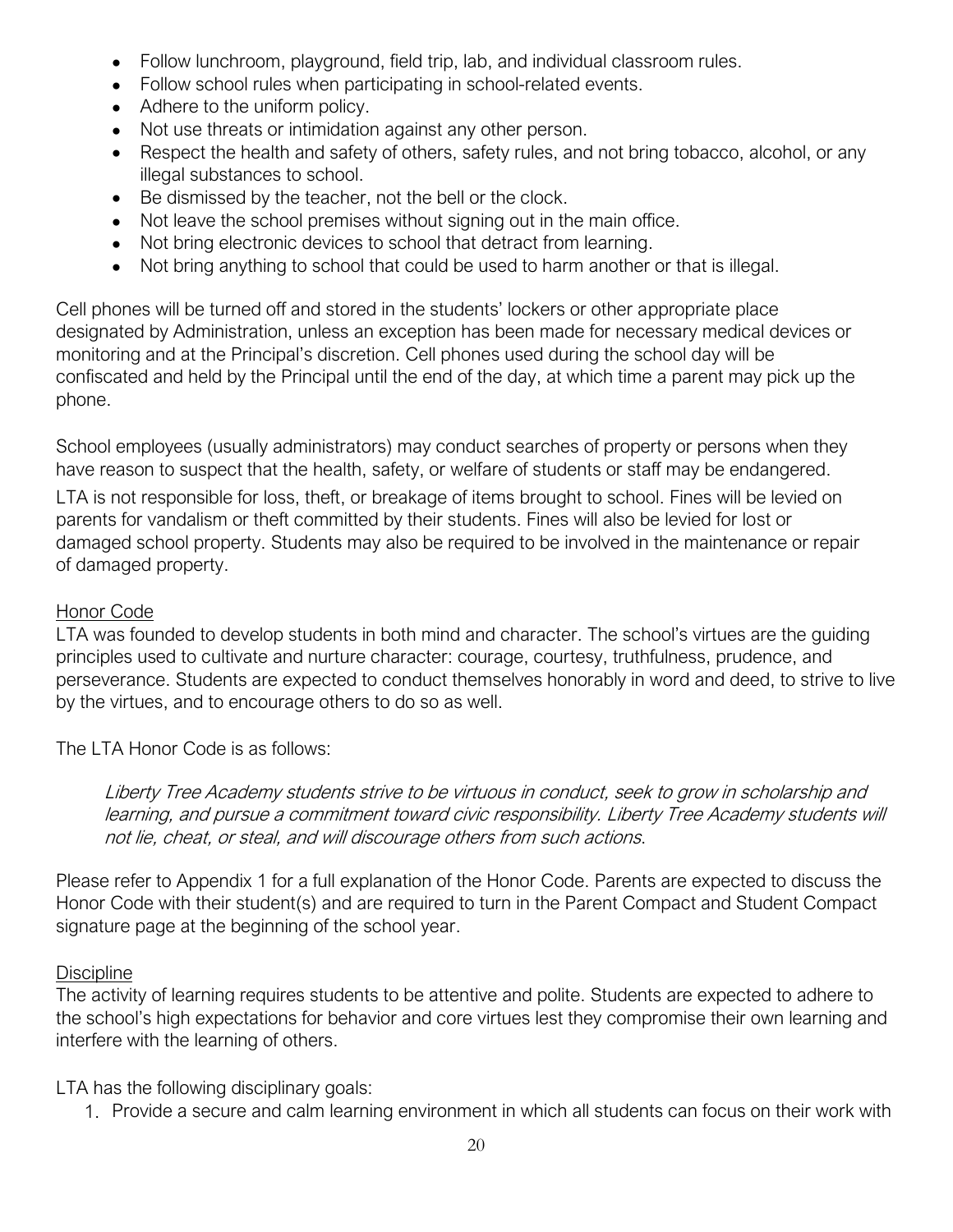- Follow lunchroom, playground, field trip, lab, and individual classroom rules.
- Follow school rules when participating in school-related events.
- Adhere to the uniform policy.
- Not use threats or intimidation against any other person.
- Respect the health and safety of others, safety rules, and not bring tobacco, alcohol, or any illegal substances to school.
- Be dismissed by the teacher, not the bell or the clock.
- Not leave the school premises without signing out in the main office.
- Not bring electronic devices to school that detract from learning.
- Not bring anything to school that could be used to harm another or that is illegal.

Cell phones will be turned off and stored in the students' lockers or other appropriate place designated by Administration, unless an exception has been made for necessary medical devices or monitoring and at the Principal's discretion. Cell phones used during the school day will be confiscated and held by the Principal until the end of the day, at which time a parent may pick up the phone.

School employees (usually administrators) may conduct searches of property or persons when they have reason to suspect that the health, safety, or welfare of students or staff may be endangered.

LTA is not responsible for loss, theft, or breakage of items brought to school. Fines will be levied on parents for vandalism or theft committed by their students. Fines will also be levied for lost or damaged school property. Students may also be required to be involved in the maintenance or repair of damaged property.

### Honor Code

LTA was founded to develop students in both mind and character. The school's virtues are the guiding principles used to cultivate and nurture character: courage, courtesy, truthfulness, prudence, and perseverance. Students are expected to conduct themselves honorably in word and deed, to strive to live by the virtues, and to encourage others to do so as well.

The LTA Honor Code is as follows:

> *Liberty Tree Academy students strive to be virtuous in conduct, seek to grow in scholarship and learning, and pursue a commitment toward civic responsibility. Liberty Tree Academy students will not lie, cheat, or steal, and will discourage others from such actions*.

Please refer to Appendix 1 for a full explanation of the Honor Code. Parents are expected to discuss the Honor Code with their student(s) and are required to turn in the Parent Compact and Student Compact signature page at the beginning of the school year.

### Discipline

The activity of learning requires students to be attentive and polite. Students are expected to adhere to the school's high expectations for behavior and core virtues lest they compromise their own learning and interfere with the learning of others.

LTA has the following disciplinary goals:

1. Provide a secure and calm learning environment in which all students can focus on their work with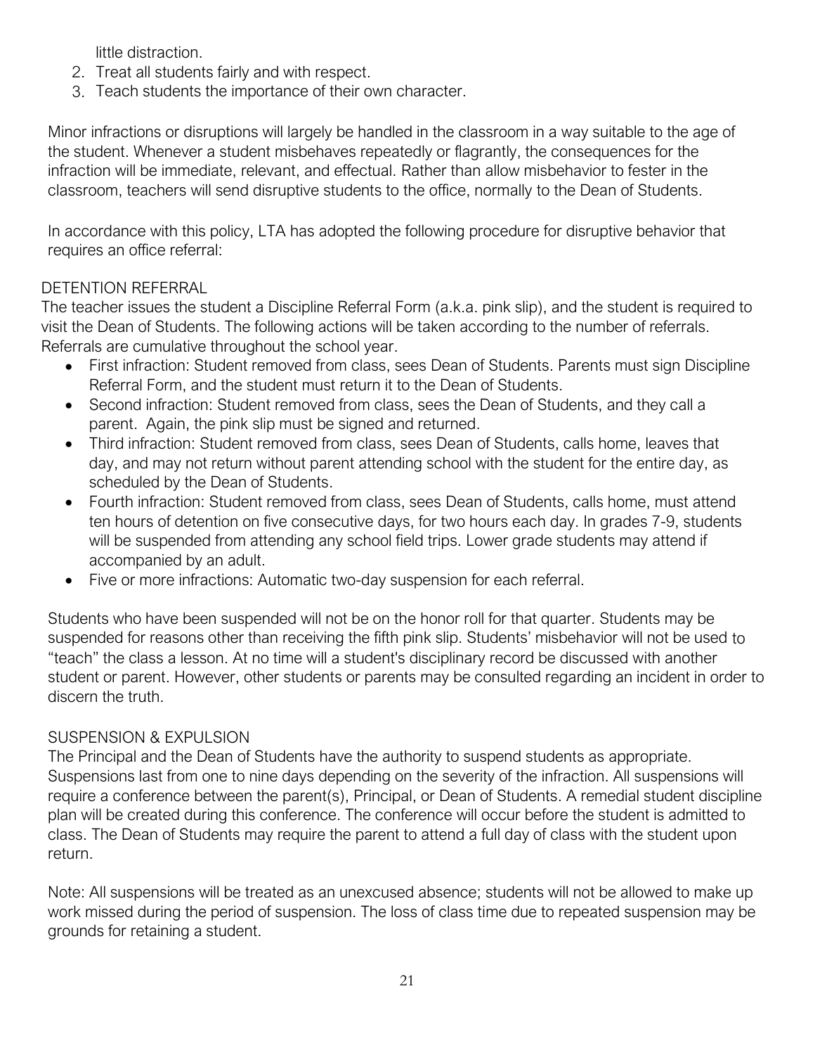little distraction.

2. Treat all students fairly and with respect.
3. Teach students the importance of their own character.

Minor infractions or disruptions will largely be handled in the classroom in a way suitable to the age of the student. Whenever a student misbehaves repeatedly or flagrantly, the consequences for the infraction will be immediate, relevant, and effectual. Rather than allow misbehavior to fester in the classroom, teachers will send disruptive students to the office, normally to the Dean of Students.

In accordance with this policy, LTA has adopted the following procedure for disruptive behavior that requires an office referral:

DETENTION REFERRAL

The teacher issues the student a Discipline Referral Form (a.k.a. pink slip), and the student is required to visit the Dean of Students. The following actions will be taken according to the number of referrals. Referrals are cumulative throughout the school year.

- First infraction: Student removed from class, sees Dean of Students. Parents must sign Discipline Referral Form, and the student must return it to the Dean of Students.
- Second infraction: Student removed from class, sees the Dean of Students, and they call a parent. Again, the pink slip must be signed and returned.
- Third infraction: Student removed from class, sees Dean of Students, calls home, leaves that day, and may not return without parent attending school with the student for the entire day, as scheduled by the Dean of Students.
- Fourth infraction: Student removed from class, sees Dean of Students, calls home, must attend ten hours of detention on five consecutive days, for two hours each day. In grades 7-9, students will be suspended from attending any school field trips. Lower grade students may attend if accompanied by an adult.
- Five or more infractions: Automatic two-day suspension for each referral.

Students who have been suspended will not be on the honor roll for that quarter. Students may be suspended for reasons other than receiving the fifth pink slip. Students' misbehavior will not be used to "teach" the class a lesson. At no time will a student's disciplinary record be discussed with another student or parent. However, other students or parents may be consulted regarding an incident in order to discern the truth.

SUSPENSION & EXPULSION

The Principal and the Dean of Students have the authority to suspend students as appropriate. Suspensions last from one to nine days depending on the severity of the infraction. All suspensions will require a conference between the parent(s), Principal, or Dean of Students. A remedial student discipline plan will be created during this conference. The conference will occur before the student is admitted to class. The Dean of Students may require the parent to attend a full day of class with the student upon return.

Note: All suspensions will be treated as an unexcused absence; students will not be allowed to make up work missed during the period of suspension. The loss of class time due to repeated suspension may be grounds for retaining a student.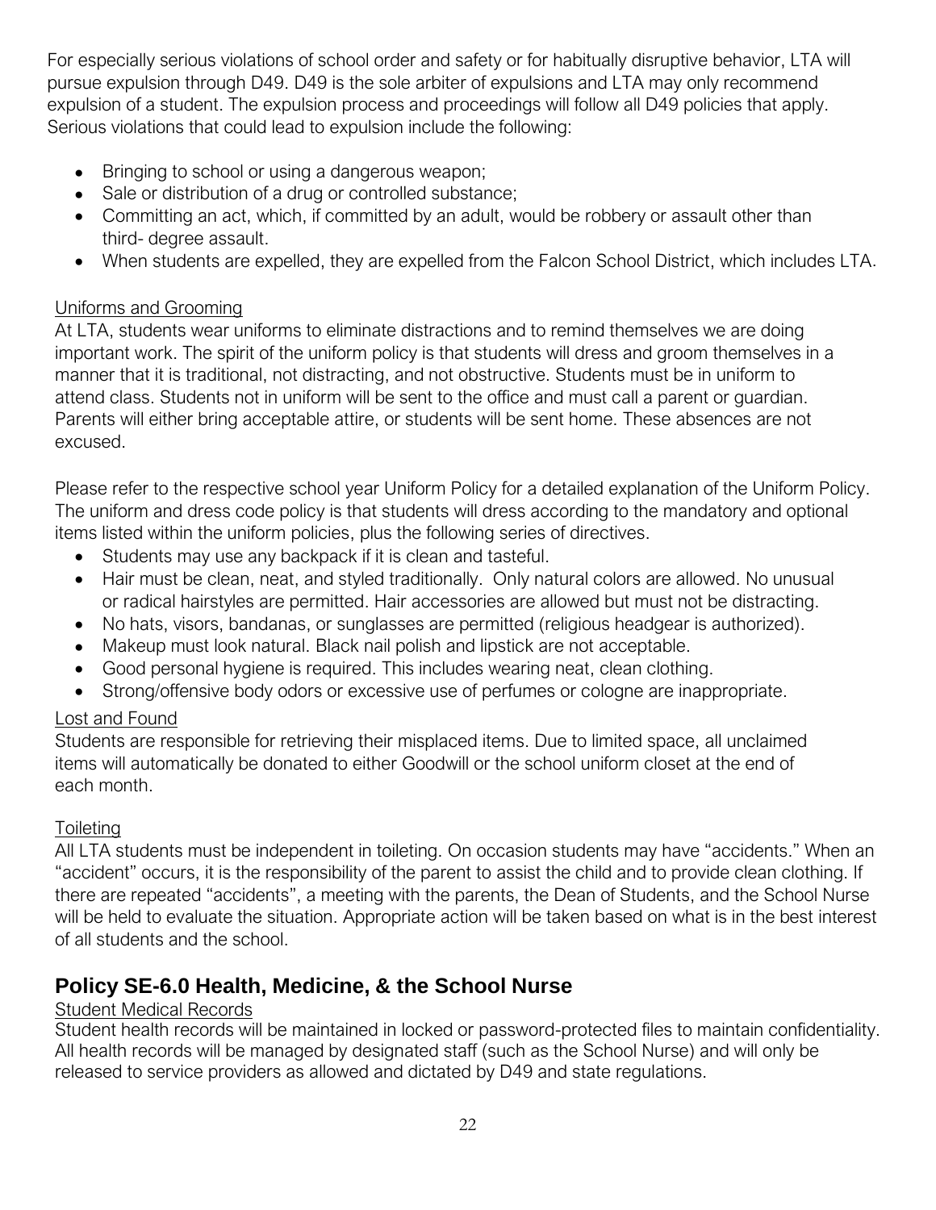For especially serious violations of school order and safety or for habitually disruptive behavior, LTA will pursue expulsion through D49. D49 is the sole arbiter of expulsions and LTA may only recommend expulsion of a student. The expulsion process and proceedings will follow all D49 policies that apply. Serious violations that could lead to expulsion include the following:

- Bringing to school or using a dangerous weapon;
- Sale or distribution of a drug or controlled substance;
- Committing an act, which, if committed by an adult, would be robbery or assault other than third- degree assault.
- When students are expelled, they are expelled from the Falcon School District, which includes LTA.

<u>Uniforms and Grooming</u>

At LTA, students wear uniforms to eliminate distractions and to remind themselves we are doing important work. The spirit of the uniform policy is that students will dress and groom themselves in a manner that it is traditional, not distracting, and not obstructive. Students must be in uniform to attend class. Students not in uniform will be sent to the office and must call a parent or guardian. Parents will either bring acceptable attire, or students will be sent home. These absences are not excused.

Please refer to the respective school year Uniform Policy for a detailed explanation of the Uniform Policy. The uniform and dress code policy is that students will dress according to the mandatory and optional items listed within the uniform policies, plus the following series of directives.

- Students may use any backpack if it is clean and tasteful.
- Hair must be clean, neat, and styled traditionally. Only natural colors are allowed. No unusual or radical hairstyles are permitted. Hair accessories are allowed but must not be distracting.
- No hats, visors, bandanas, or sunglasses are permitted (religious headgear is authorized).
- Makeup must look natural. Black nail polish and lipstick are not acceptable.
- Good personal hygiene is required. This includes wearing neat, clean clothing.
- Strong/offensive body odors or excessive use of perfumes or cologne are inappropriate.

<u>Lost and Found</u>

Students are responsible for retrieving their misplaced items. Due to limited space, all unclaimed items will automatically be donated to either Goodwill or the school uniform closet at the end of each month.

<u>Toileting</u>

All LTA students must be independent in toileting. On occasion students may have "accidents." When an "accident" occurs, it is the responsibility of the parent to assist the child and to provide clean clothing. If there are repeated "accidents", a meeting with the parents, the Dean of Students, and the School Nurse will be held to evaluate the situation. Appropriate action will be taken based on what is in the best interest of all students and the school.

## Policy SE-6.0 Health, Medicine, & the School Nurse

<u>Student Medical Records</u>

Student health records will be maintained in locked or password-protected files to maintain confidentiality. All health records will be managed by designated staff (such as the School Nurse) and will only be released to service providers as allowed and dictated by D49 and state regulations.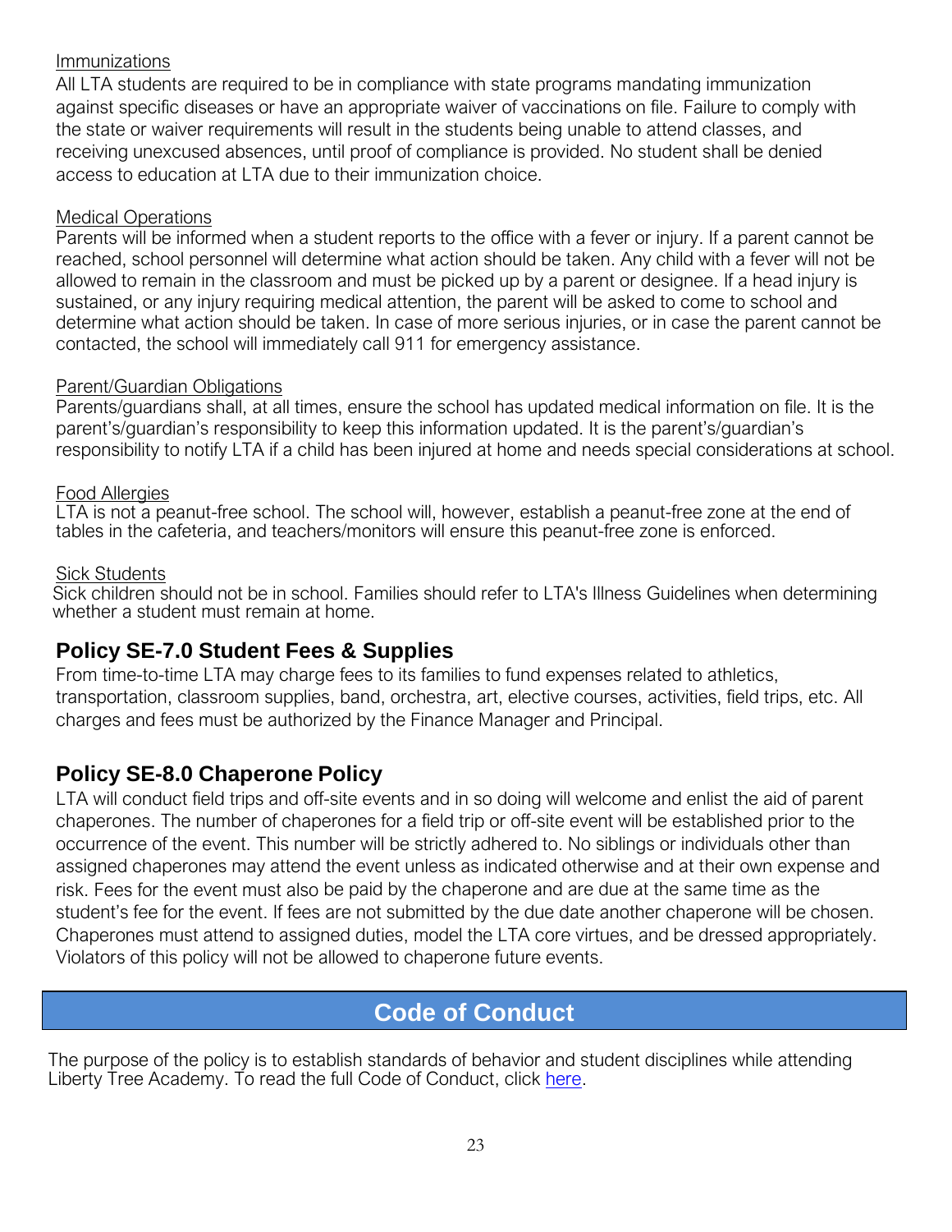Immunizations

All LTA students are required to be in compliance with state programs mandating immunization against specific diseases or have an appropriate waiver of vaccinations on file. Failure to comply with the state or waiver requirements will result in the students being unable to attend classes, and receiving unexcused absences, until proof of compliance is provided. No student shall be denied access to education at LTA due to their immunization choice.

Medical Operations

Parents will be informed when a student reports to the office with a fever or injury. If a parent cannot be reached, school personnel will determine what action should be taken. Any child with a fever will not be allowed to remain in the classroom and must be picked up by a parent or designee. If a head injury is sustained, or any injury requiring medical attention, the parent will be asked to come to school and determine what action should be taken. In case of more serious injuries, or in case the parent cannot be contacted, the school will immediately call 911 for emergency assistance.

Parent/Guardian Obligations

Parents/guardians shall, at all times, ensure the school has updated medical information on file. It is the parent's/guardian's responsibility to keep this information updated. It is the parent's/guardian's responsibility to notify LTA if a child has been injured at home and needs special considerations at school.

Food Allergies

LTA is not a peanut-free school. The school will, however, establish a peanut-free zone at the end of tables in the cafeteria, and teachers/monitors will ensure this peanut-free zone is enforced.

Sick Students

Sick children should not be in school. Families should refer to LTA's Illness Guidelines when determining whether a student must remain at home.

## Policy SE-7.0 Student Fees & Supplies

From time-to-time LTA may charge fees to its families to fund expenses related to athletics, transportation, classroom supplies, band, orchestra, art, elective courses, activities, field trips, etc. All charges and fees must be authorized by the Finance Manager and Principal.

## Policy SE-8.0 Chaperone Policy

LTA will conduct field trips and off-site events and in so doing will welcome and enlist the aid of parent chaperones. The number of chaperones for a field trip or off-site event will be established prior to the occurrence of the event. This number will be strictly adhered to. No siblings or individuals other than assigned chaperones may attend the event unless as indicated otherwise and at their own expense and risk. Fees for the event must also be paid by the chaperone and are due at the same time as the student's fee for the event. If fees are not submitted by the due date another chaperone will be chosen. Chaperones must attend to assigned duties, model the LTA core virtues, and be dressed appropriately. Violators of this policy will not be allowed to chaperone future events.

# Code of Conduct

The purpose of the policy is to establish standards of behavior and student disciplines while attending Liberty Tree Academy. To read the full Code of Conduct, click here.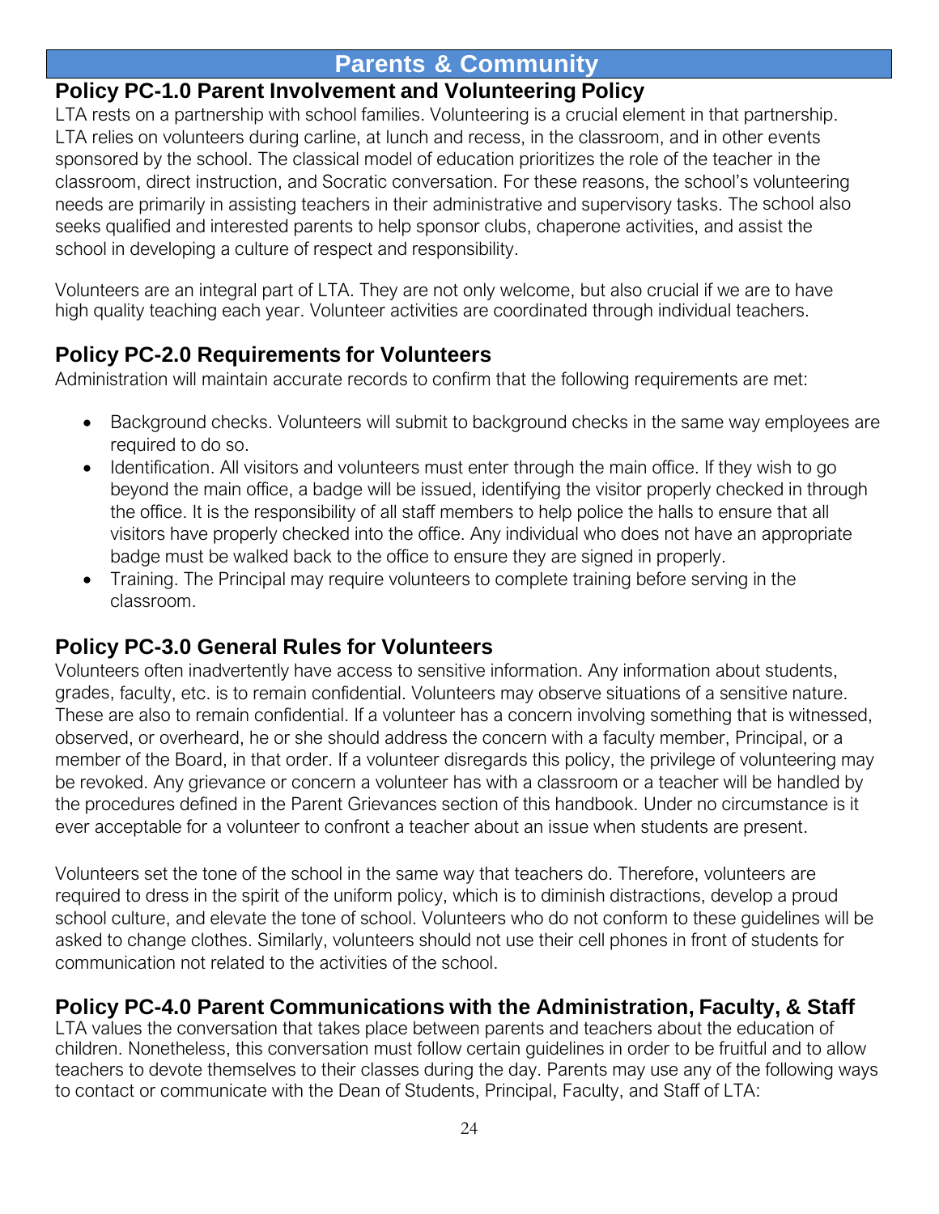# Parents & Community

## Policy PC-1.0 Parent Involvement and Volunteering Policy

LTA rests on a partnership with school families. Volunteering is a crucial element in that partnership. LTA relies on volunteers during carline, at lunch and recess, in the classroom, and in other events sponsored by the school. The classical model of education prioritizes the role of the teacher in the classroom, direct instruction, and Socratic conversation. For these reasons, the school's volunteering needs are primarily in assisting teachers in their administrative and supervisory tasks. The school also seeks qualified and interested parents to help sponsor clubs, chaperone activities, and assist the school in developing a culture of respect and responsibility.

Volunteers are an integral part of LTA. They are not only welcome, but also crucial if we are to have high quality teaching each year. Volunteer activities are coordinated through individual teachers.

## Policy PC-2.0 Requirements for Volunteers

Administration will maintain accurate records to confirm that the following requirements are met:

- Background checks. Volunteers will submit to background checks in the same way employees are required to do so.
- Identification. All visitors and volunteers must enter through the main office. If they wish to go beyond the main office, a badge will be issued, identifying the visitor properly checked in through the office. It is the responsibility of all staff members to help police the halls to ensure that all visitors have properly checked into the office. Any individual who does not have an appropriate badge must be walked back to the office to ensure they are signed in properly.
- Training. The Principal may require volunteers to complete training before serving in the classroom.

## Policy PC-3.0 General Rules for Volunteers

Volunteers often inadvertently have access to sensitive information. Any information about students, grades, faculty, etc. is to remain confidential. Volunteers may observe situations of a sensitive nature. These are also to remain confidential. If a volunteer has a concern involving something that is witnessed, observed, or overheard, he or she should address the concern with a faculty member, Principal, or a member of the Board, in that order. If a volunteer disregards this policy, the privilege of volunteering may be revoked. Any grievance or concern a volunteer has with a classroom or a teacher will be handled by the procedures defined in the Parent Grievances section of this handbook. Under no circumstance is it ever acceptable for a volunteer to confront a teacher about an issue when students are present.

Volunteers set the tone of the school in the same way that teachers do. Therefore, volunteers are required to dress in the spirit of the uniform policy, which is to diminish distractions, develop a proud school culture, and elevate the tone of school. Volunteers who do not conform to these guidelines will be asked to change clothes. Similarly, volunteers should not use their cell phones in front of students for communication not related to the activities of the school.

## Policy PC-4.0 Parent Communications with the Administration, Faculty, & Staff

LTA values the conversation that takes place between parents and teachers about the education of children. Nonetheless, this conversation must follow certain guidelines in order to be fruitful and to allow teachers to devote themselves to their classes during the day. Parents may use any of the following ways to contact or communicate with the Dean of Students, Principal, Faculty, and Staff of LTA: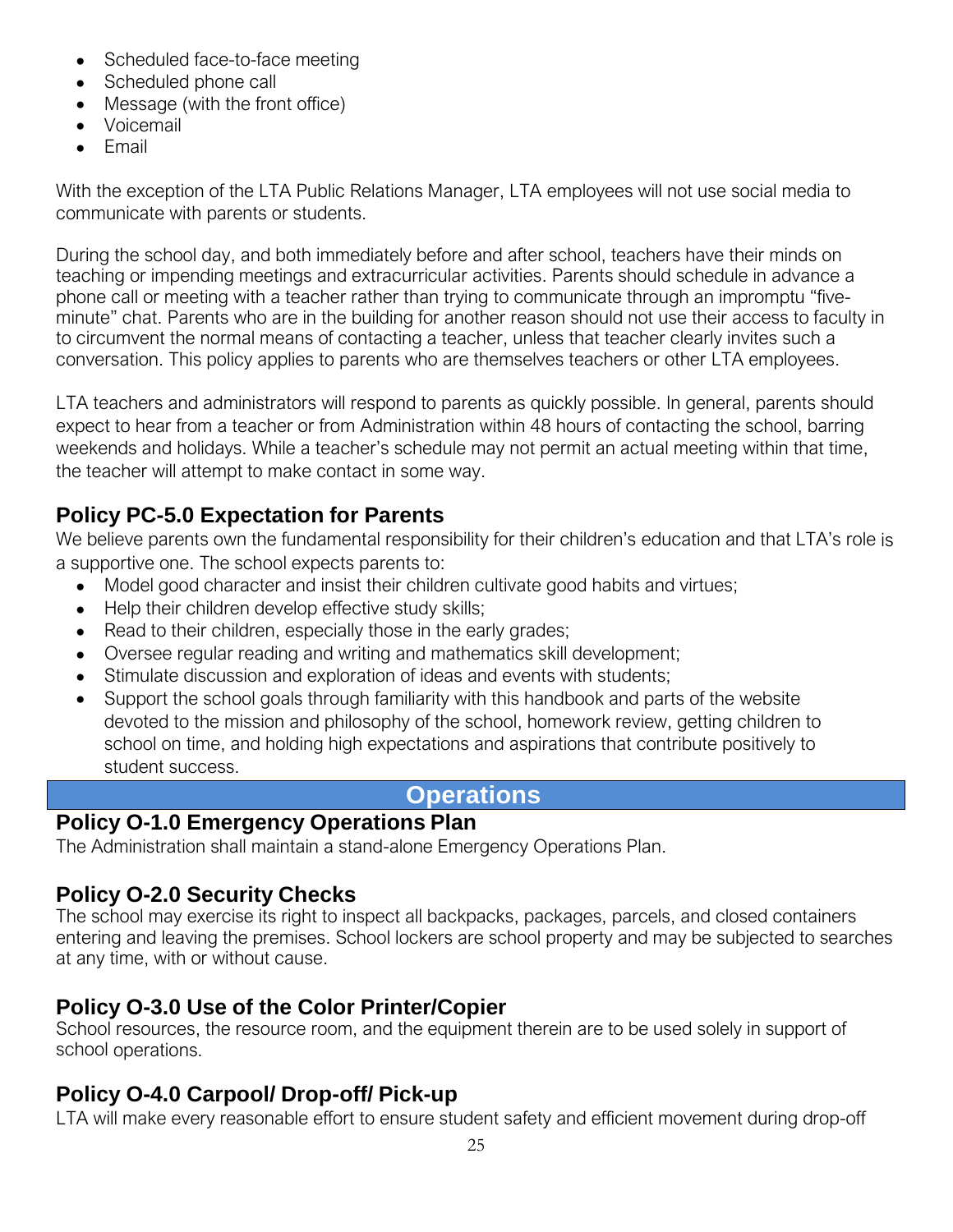- Scheduled face-to-face meeting
- Scheduled phone call
- Message (with the front office)
- Voicemail
- Email

With the exception of the LTA Public Relations Manager, LTA employees will not use social media to communicate with parents or students.

During the school day, and both immediately before and after school, teachers have their minds on teaching or impending meetings and extracurricular activities. Parents should schedule in advance a phone call or meeting with a teacher rather than trying to communicate through an impromptu "five-minute" chat. Parents who are in the building for another reason should not use their access to faculty in to circumvent the normal means of contacting a teacher, unless that teacher clearly invites such a conversation. This policy applies to parents who are themselves teachers or other LTA employees.

LTA teachers and administrators will respond to parents as quickly possible. In general, parents should expect to hear from a teacher or from Administration within 48 hours of contacting the school, barring weekends and holidays. While a teacher's schedule may not permit an actual meeting within that time, the teacher will attempt to make contact in some way.

### Policy PC-5.0 Expectation for Parents

We believe parents own the fundamental responsibility for their children's education and that LTA's role is a supportive one. The school expects parents to:

- Model good character and insist their children cultivate good habits and virtues;
- Help their children develop effective study skills;
- Read to their children, especially those in the early grades;
- Oversee regular reading and writing and mathematics skill development;
- Stimulate discussion and exploration of ideas and events with students;
- Support the school goals through familiarity with this handbook and parts of the website devoted to the mission and philosophy of the school, homework review, getting children to school on time, and holding high expectations and aspirations that contribute positively to student success.

## Operations

### Policy O-1.0 Emergency Operations Plan

The Administration shall maintain a stand-alone Emergency Operations Plan.

### Policy O-2.0 Security Checks

The school may exercise its right to inspect all backpacks, packages, parcels, and closed containers entering and leaving the premises. School lockers are school property and may be subjected to searches at any time, with or without cause.

### Policy O-3.0 Use of the Color Printer/Copier

School resources, the resource room, and the equipment therein are to be used solely in support of school operations.

### Policy O-4.0 Carpool/ Drop-off/ Pick-up

LTA will make every reasonable effort to ensure student safety and efficient movement during drop-off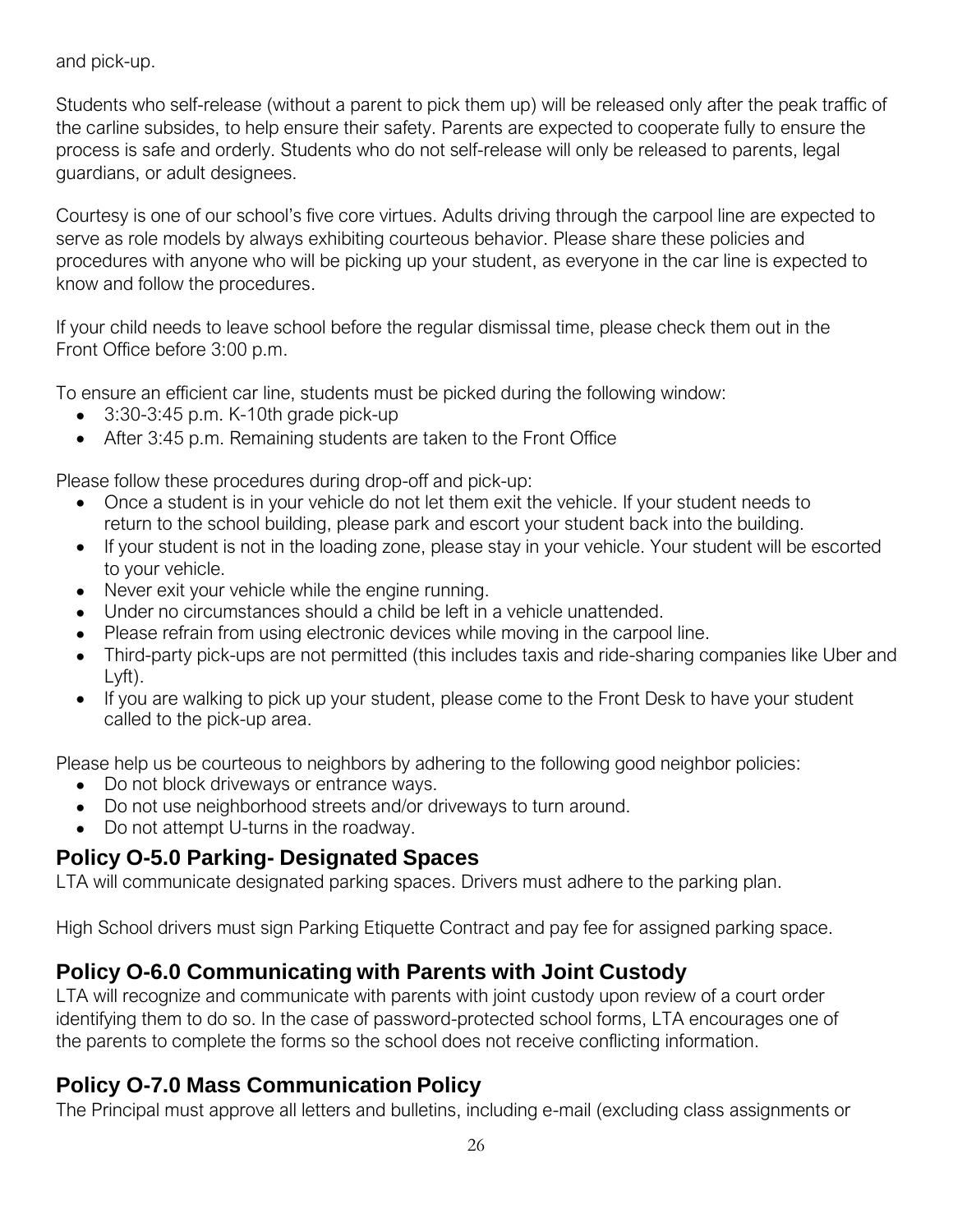and pick-up.

Students who self-release (without a parent to pick them up) will be released only after the peak traffic of the carline subsides, to help ensure their safety. Parents are expected to cooperate fully to ensure the process is safe and orderly. Students who do not self-release will only be released to parents, legal guardians, or adult designees.

Courtesy is one of our school's five core virtues. Adults driving through the carpool line are expected to serve as role models by always exhibiting courteous behavior. Please share these policies and procedures with anyone who will be picking up your student, as everyone in the car line is expected to know and follow the procedures.

If your child needs to leave school before the regular dismissal time, please check them out in the Front Office before 3:00 p.m.

To ensure an efficient car line, students must be picked during the following window:

- 3:30-3:45 p.m. K-10th grade pick-up
- After 3:45 p.m. Remaining students are taken to the Front Office

Please follow these procedures during drop-off and pick-up:

- Once a student is in your vehicle do not let them exit the vehicle. If your student needs to return to the school building, please park and escort your student back into the building.
- If your student is not in the loading zone, please stay in your vehicle. Your student will be escorted to your vehicle.
- Never exit your vehicle while the engine running.
- Under no circumstances should a child be left in a vehicle unattended.
- Please refrain from using electronic devices while moving in the carpool line.
- Third-party pick-ups are not permitted (this includes taxis and ride-sharing companies like Uber and Lyft).
- If you are walking to pick up your student, please come to the Front Desk to have your student called to the pick-up area.

Please help us be courteous to neighbors by adhering to the following good neighbor policies:

- Do not block driveways or entrance ways.
- Do not use neighborhood streets and/or driveways to turn around.
- Do not attempt U-turns in the roadway.

## Policy O-5.0 Parking- Designated Spaces

LTA will communicate designated parking spaces. Drivers must adhere to the parking plan.

High School drivers must sign Parking Etiquette Contract and pay fee for assigned parking space.

## Policy O-6.0 Communicating with Parents with Joint Custody

LTA will recognize and communicate with parents with joint custody upon review of a court order identifying them to do so. In the case of password-protected school forms, LTA encourages one of the parents to complete the forms so the school does not receive conflicting information.

## Policy O-7.0 Mass Communication Policy

The Principal must approve all letters and bulletins, including e-mail (excluding class assignments or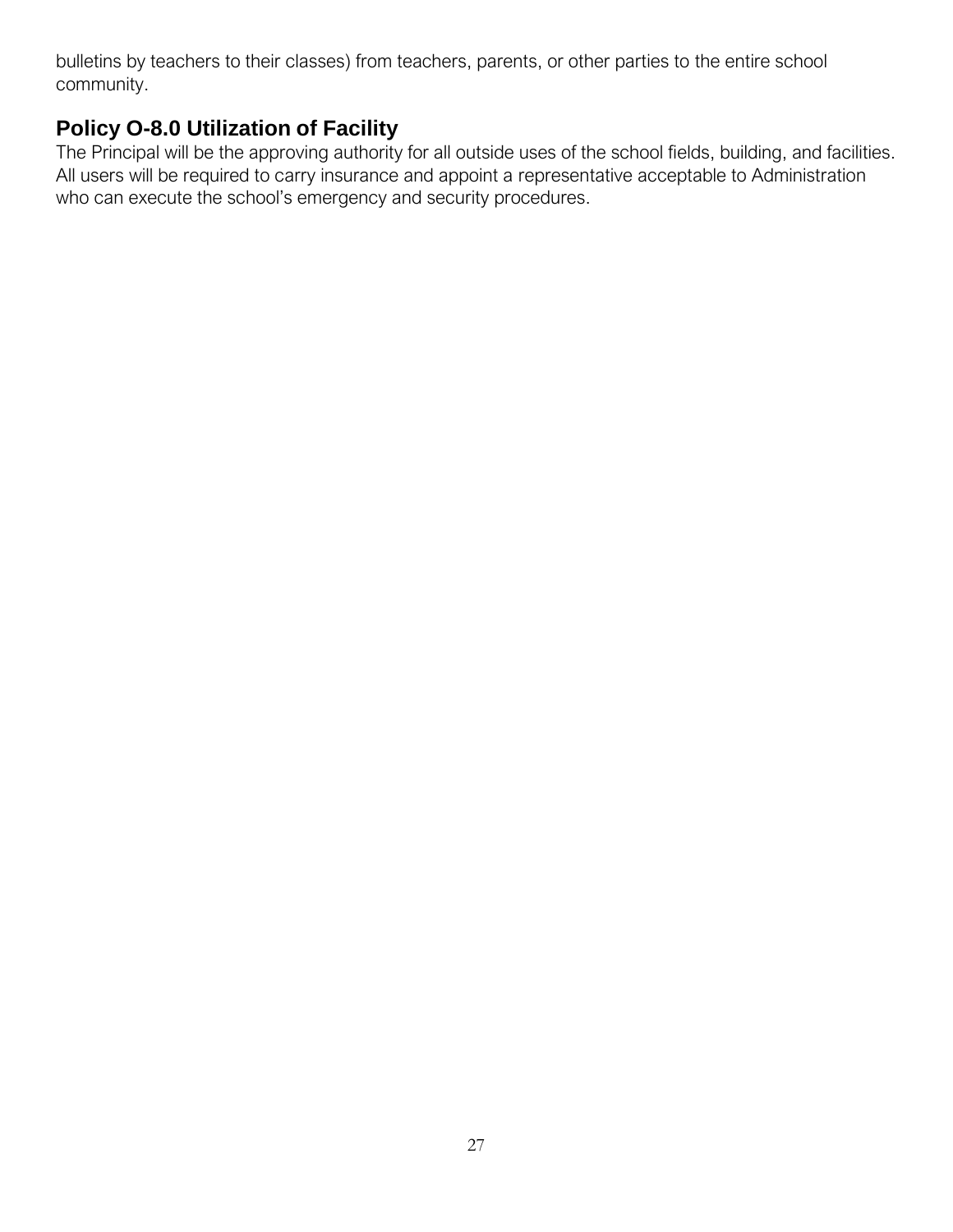bulletins by teachers to their classes) from teachers, parents, or other parties to the entire school community.

## Policy O-8.0 Utilization of Facility

The Principal will be the approving authority for all outside uses of the school fields, building, and facilities. All users will be required to carry insurance and appoint a representative acceptable to Administration who can execute the school's emergency and security procedures.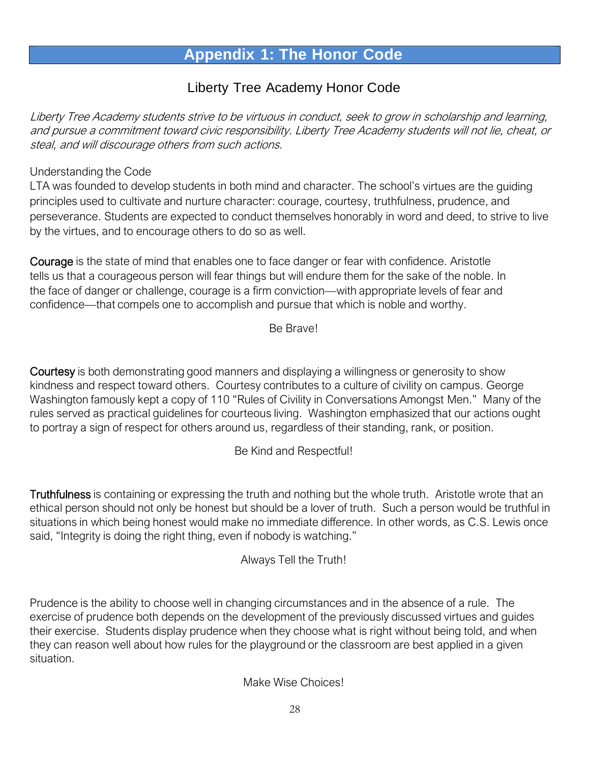# Appendix 1: The Honor Code

## Liberty Tree Academy Honor Code

*Liberty Tree Academy students strive to be virtuous in conduct, seek to grow in scholarship and learning, and pursue a commitment toward civic responsibility. Liberty Tree Academy students will not lie, cheat, or steal, and will discourage others from such actions*.

Understanding the Code

LTA was founded to develop students in both mind and character. The school's virtues are the guiding principles used to cultivate and nurture character: courage, courtesy, truthfulness, prudence, and perseverance. Students are expected to conduct themselves honorably in word and deed, to strive to live by the virtues, and to encourage others to do so as well.

Courage is the state of mind that enables one to face danger or fear with confidence. Aristotle tells us that a courageous person will fear things but will endure them for the sake of the noble. In the face of danger or challenge, courage is a firm conviction—with appropriate levels of fear and confidence—that compels one to accomplish and pursue that which is noble and worthy.

Be Brave!

Courtesy is both demonstrating good manners and displaying a willingness or generosity to show kindness and respect toward others. Courtesy contributes to a culture of civility on campus. George Washington famously kept a copy of 110 "Rules of Civility in Conversations Amongst Men." Many of the rules served as practical guidelines for courteous living. Washington emphasized that our actions ought to portray a sign of respect for others around us, regardless of their standing, rank, or position.

Be Kind and Respectful!

Truthfulness is containing or expressing the truth and nothing but the whole truth. Aristotle wrote that an ethical person should not only be honest but should be a lover of truth. Such a person would be truthful in situations in which being honest would make no immediate difference. In other words, as C.S. Lewis once said, "Integrity is doing the right thing, even if nobody is watching."

Always Tell the Truth!

Prudence is the ability to choose well in changing circumstances and in the absence of a rule. The exercise of prudence both depends on the development of the previously discussed virtues and guides their exercise. Students display prudence when they choose what is right without being told, and when they can reason well about how rules for the playground or the classroom are best applied in a given situation.

Make Wise Choices!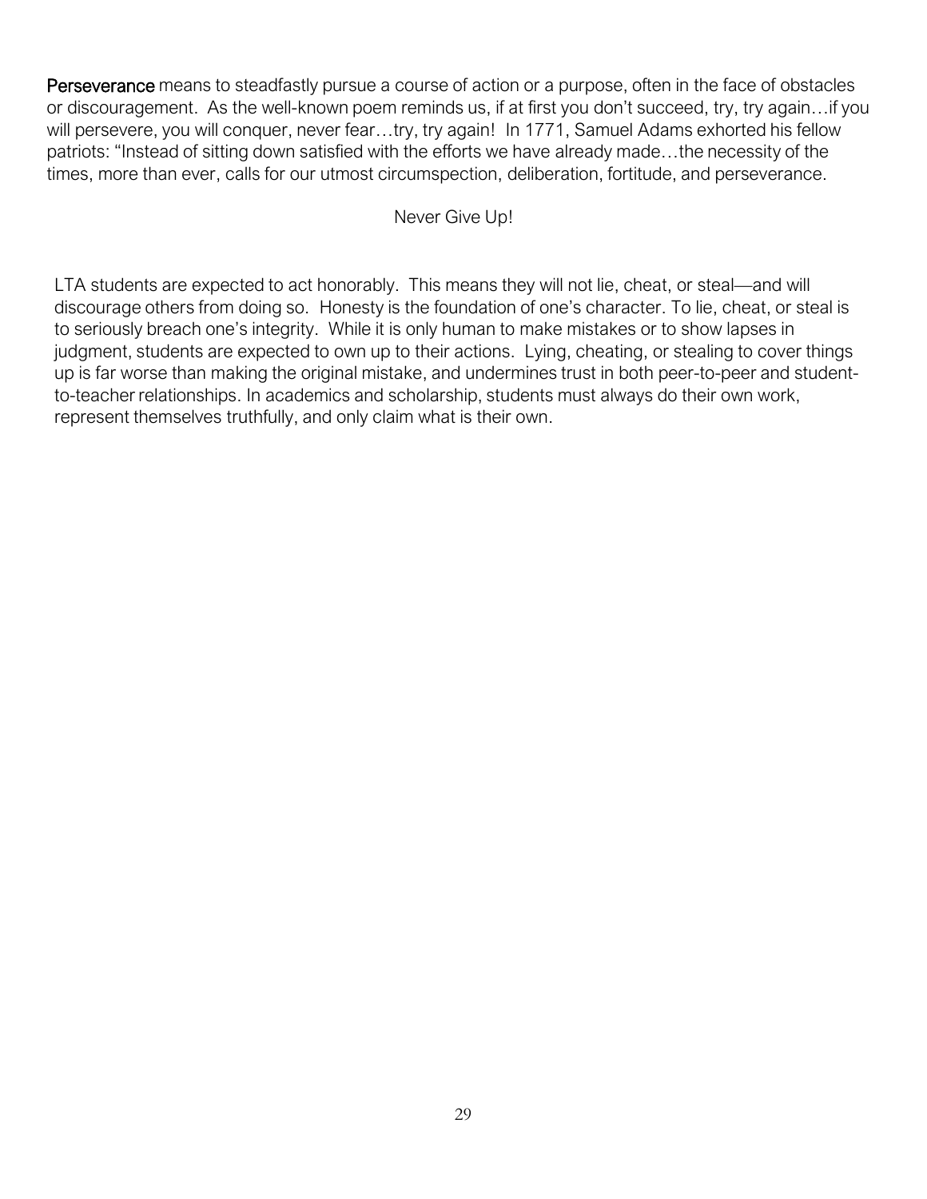**Perseverance** means to steadfastly pursue a course of action or a purpose, often in the face of obstacles or discouragement. As the well-known poem reminds us, if at first you don't succeed, try, try again…if you will persevere, you will conquer, never fear…try, try again! In 1771, Samuel Adams exhorted his fellow patriots: "Instead of sitting down satisfied with the efforts we have already made…the necessity of the times, more than ever, calls for our utmost circumspection, deliberation, fortitude, and perseverance.

Never Give Up!

LTA students are expected to act honorably. This means they will not lie, cheat, or steal—and will discourage others from doing so. Honesty is the foundation of one's character. To lie, cheat, or steal is to seriously breach one's integrity. While it is only human to make mistakes or to show lapses in judgment, students are expected to own up to their actions. Lying, cheating, or stealing to cover things up is far worse than making the original mistake, and undermines trust in both peer-to-peer and student-to-teacher relationships. In academics and scholarship, students must always do their own work, represent themselves truthfully, and only claim what is their own.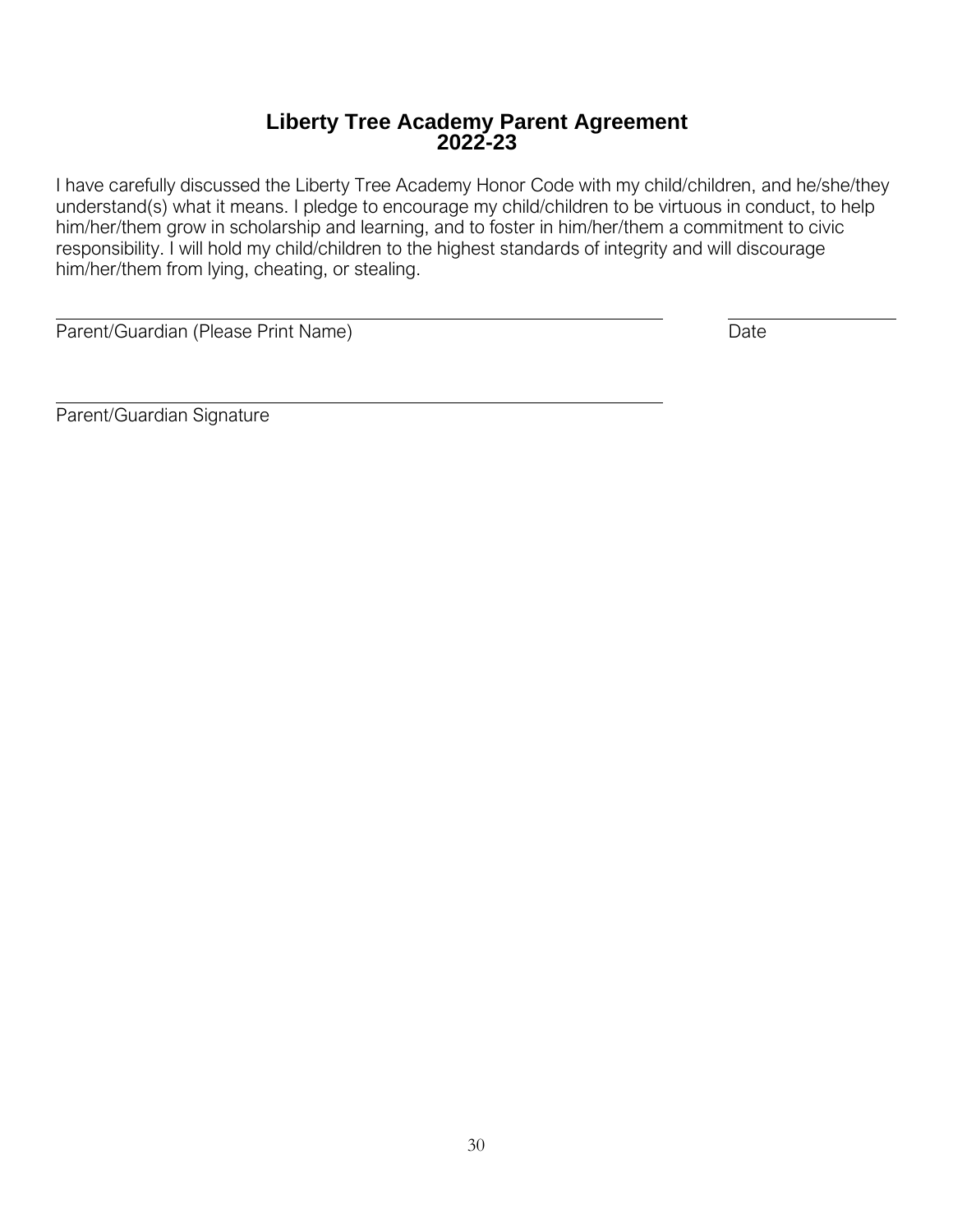# Liberty Tree Academy Parent Agreement
## 2022-23

I have carefully discussed the Liberty Tree Academy Honor Code with my child/children, and he/she/they understand(s) what it means. I pledge to encourage my child/children to be virtuous in conduct, to help him/her/them grow in scholarship and learning, and to foster in him/her/them a commitment to civic responsibility. I will hold my child/children to the highest standards of integrity and will discourage him/her/them from lying, cheating, or stealing.

\_\_\_\_\_\_\_\_\_\_\_\_\_\_\_\_\_\_\_\_\_\_\_\_\_\_\_\_\_\_\_\_\_\_\_\_\_\_\_\_\_\_\_\_\_\_\_\_\_\_ \_\_\_\_\_\_\_\_\_\_\_\_\_\_\_\_

Parent/Guardian (Please Print Name) Date

\_\_\_\_\_\_\_\_\_\_\_\_\_\_\_\_\_\_\_\_\_\_\_\_\_\_\_\_\_\_\_\_\_\_\_\_\_\_\_\_\_\_\_\_\_\_\_\_\_\_

Parent/Guardian Signature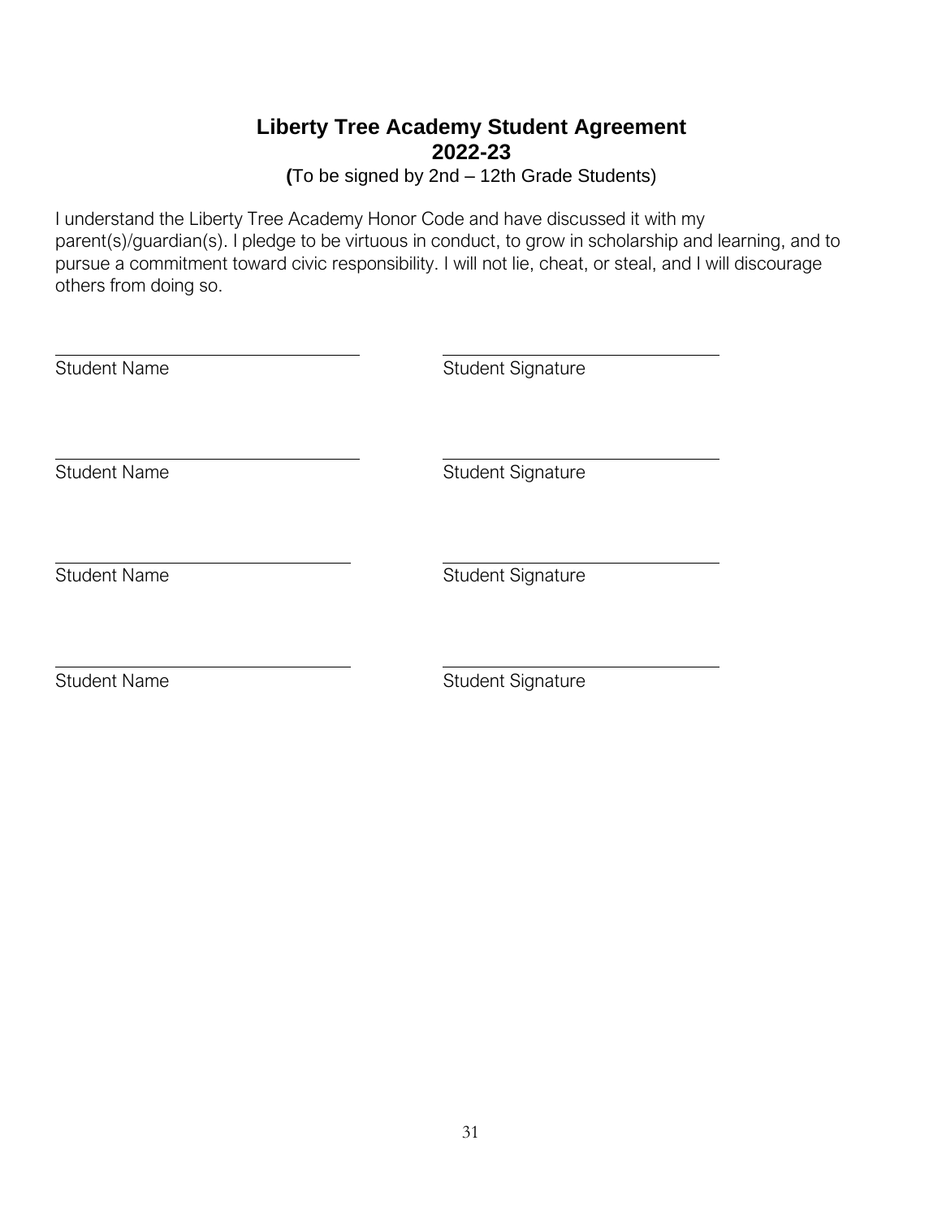## Liberty Tree Academy Student Agreement
## 2022-23

(To be signed by 2nd – 12th Grade Students)

I understand the Liberty Tree Academy Honor Code and have discussed it with my parent(s)/guardian(s). I pledge to be virtuous in conduct, to grow in scholarship and learning, and to pursue a commitment toward civic responsibility. I will not lie, cheat, or steal, and I will discourage others from doing so.

| | |
|---|---|
| ______________________________ | ______________________________ |
| Student Name | Student Signature |
| ______________________________ | ______________________________ |
| Student Name | Student Signature |
| ______________________________ | ______________________________ |
| Student Name | Student Signature |
| ______________________________ | ______________________________ |
| Student Name | Student Signature |